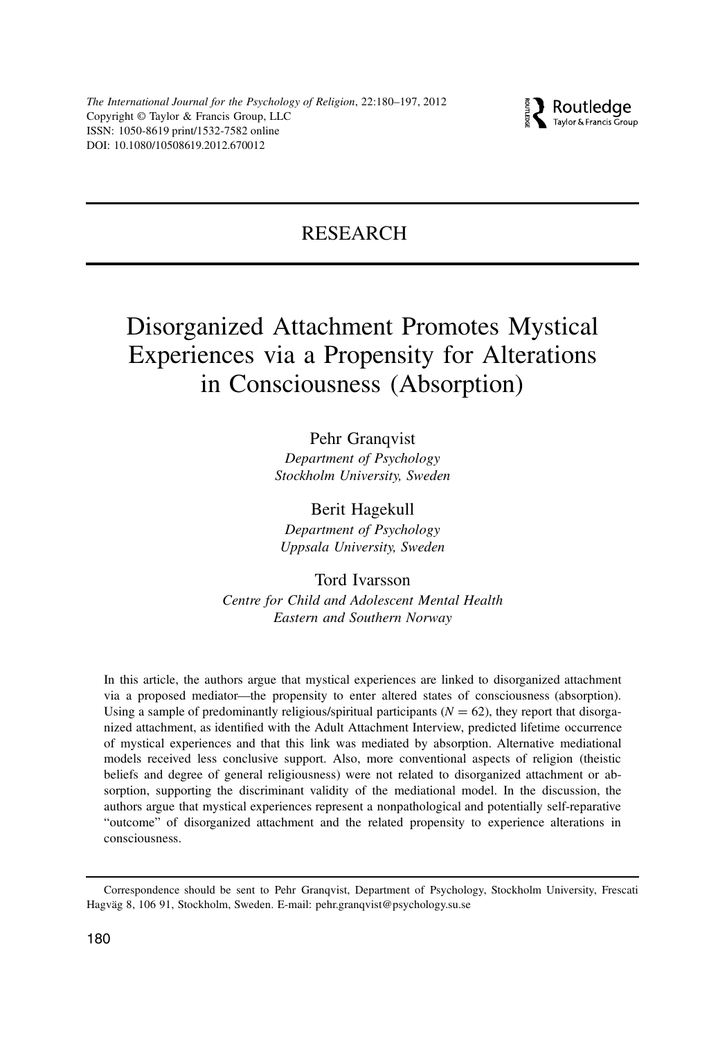RESEARCH

# Disorganized Attachment Promotes Mystical Experiences via a Propensity for Alterations in Consciousness (Absorption)

Pehr Granqvist
*Department of Psychology*
*Stockholm University, Sweden*

Berit Hagekull
*Department of Psychology*
*Uppsala University, Sweden*

Tord Ivarsson
*Centre for Child and Adolescent Mental Health*
*Eastern and Southern Norway*

In this article, the authors argue that mystical experiences are linked to disorganized attachment via a proposed mediator—the propensity to enter altered states of consciousness (absorption). Using a sample of predominantly religious/spiritual participants ($N = 62$), they report that disorganized attachment, as identified with the Adult Attachment Interview, predicted lifetime occurrence of mystical experiences and that this link was mediated by absorption. Alternative mediational models received less conclusive support. Also, more conventional aspects of religion (theistic beliefs and degree of general religiousness) were not related to disorganized attachment or absorption, supporting the discriminant validity of the mediational model. In the discussion, the authors argue that mystical experiences represent a nonpathological and potentially self-reparative "outcome" of disorganized attachment and the related propensity to experience alterations in consciousness.

---

Correspondence should be sent to Pehr Granqvist, Department of Psychology, Stockholm University, Frescati Hagväg 8, 106 91, Stockholm, Sweden. E-mail: pehr.granqvist@psychology.su.se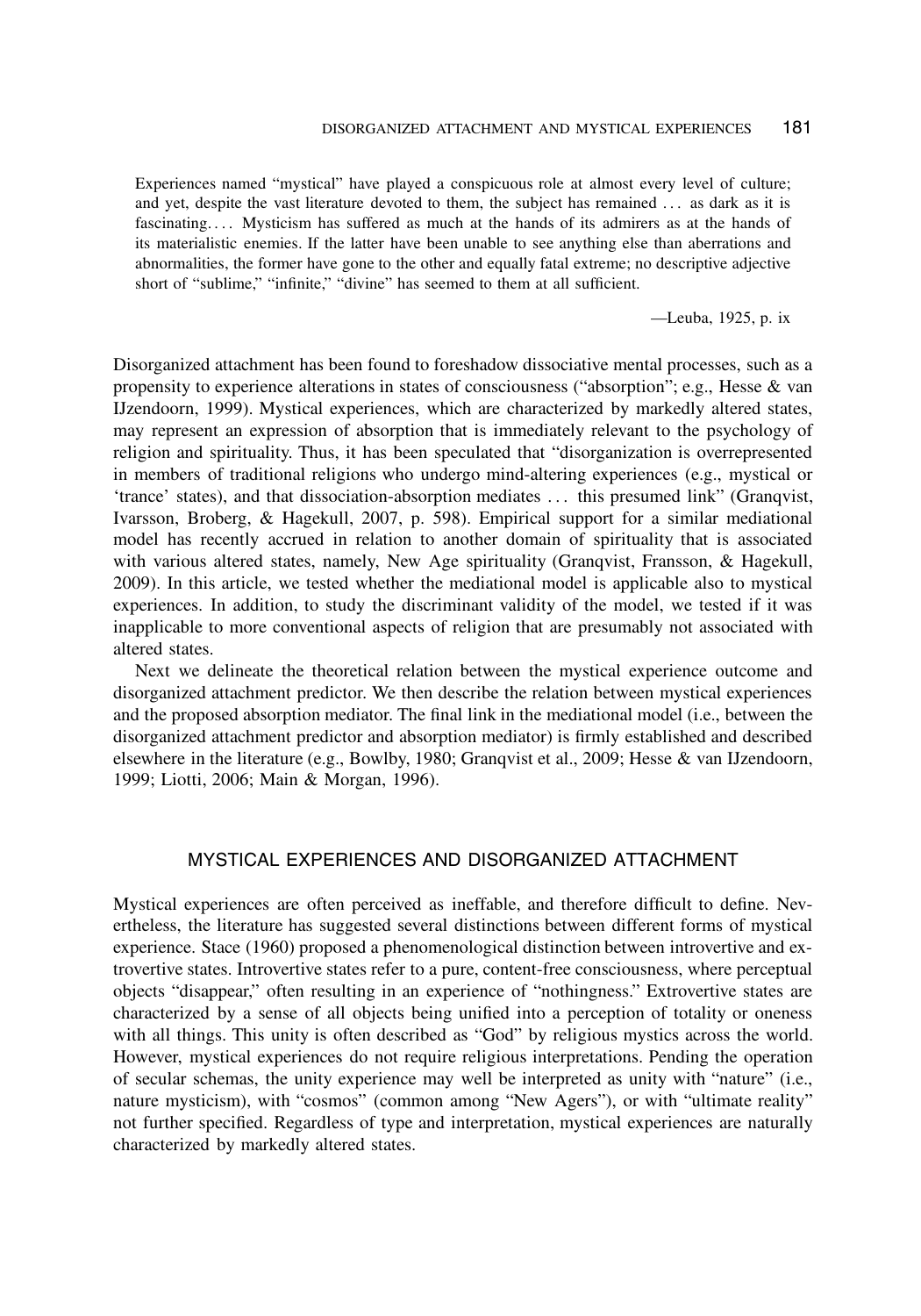> Experiences named "mystical" have played a conspicuous role at almost every level of culture; and yet, despite the vast literature devoted to them, the subject has remained . . . as dark as it is fascinating. . . . Mysticism has suffered as much at the hands of its admirers as at the hands of its materialistic enemies. If the latter have been unable to see anything else than aberrations and abnormalities, the former have gone to the other and equally fatal extreme; no descriptive adjective short of "sublime," "infinite," "divine" has seemed to them at all sufficient.
>
> —Leuba, 1925, p. ix

Disorganized attachment has been found to foreshadow dissociative mental processes, such as a propensity to experience alterations in states of consciousness ("absorption"; e.g., Hesse & van IJzendoorn, 1999). Mystical experiences, which are characterized by markedly altered states, may represent an expression of absorption that is immediately relevant to the psychology of religion and spirituality. Thus, it has been speculated that "disorganization is overrepresented in members of traditional religions who undergo mind-altering experiences (e.g., mystical or 'trance' states), and that dissociation-absorption mediates . . . this presumed link" (Granqvist, Ivarsson, Broberg, & Hagekull, 2007, p. 598). Empirical support for a similar mediational model has recently accrued in relation to another domain of spirituality that is associated with various altered states, namely, New Age spirituality (Granqvist, Fransson, & Hagekull, 2009). In this article, we tested whether the mediational model is applicable also to mystical experiences. In addition, to study the discriminant validity of the model, we tested if it was inapplicable to more conventional aspects of religion that are presumably not associated with altered states.

Next we delineate the theoretical relation between the mystical experience outcome and disorganized attachment predictor. We then describe the relation between mystical experiences and the proposed absorption mediator. The final link in the mediational model (i.e., between the disorganized attachment predictor and absorption mediator) is firmly established and described elsewhere in the literature (e.g., Bowlby, 1980; Granqvist et al., 2009; Hesse & van IJzendoorn, 1999; Liotti, 2006; Main & Morgan, 1996).

## MYSTICAL EXPERIENCES AND DISORGANIZED ATTACHMENT

Mystical experiences are often perceived as ineffable, and therefore difficult to define. Nevertheless, the literature has suggested several distinctions between different forms of mystical experience. Stace (1960) proposed a phenomenological distinction between introvertive and extrovertive states. Introvertive states refer to a pure, content-free consciousness, where perceptual objects "disappear," often resulting in an experience of "nothingness." Extrovertive states are characterized by a sense of all objects being unified into a perception of totality or oneness with all things. This unity is often described as "God" by religious mystics across the world. However, mystical experiences do not require religious interpretations. Pending the operation of secular schemas, the unity experience may well be interpreted as unity with "nature" (i.e., nature mysticism), with "cosmos" (common among "New Agers"), or with "ultimate reality" not further specified. Regardless of type and interpretation, mystical experiences are naturally characterized by markedly altered states.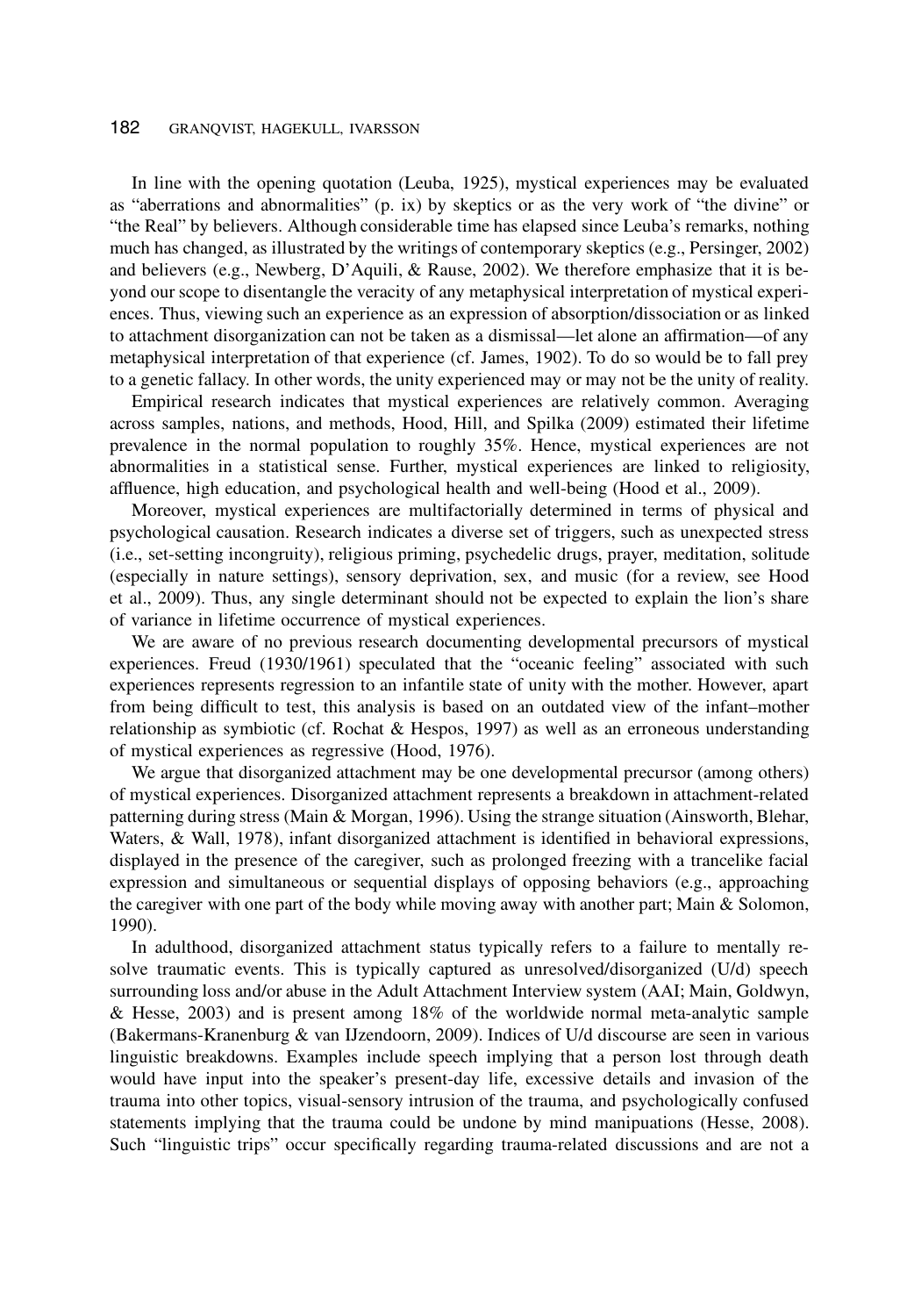In line with the opening quotation (Leuba, 1925), mystical experiences may be evaluated as "aberrations and abnormalities" (p. ix) by skeptics or as the very work of "the divine" or "the Real" by believers. Although considerable time has elapsed since Leuba's remarks, nothing much has changed, as illustrated by the writings of contemporary skeptics (e.g., Persinger, 2002) and believers (e.g., Newberg, D'Aquili, & Rause, 2002). We therefore emphasize that it is beyond our scope to disentangle the veracity of any metaphysical interpretation of mystical experiences. Thus, viewing such an experience as an expression of absorption/dissociation or as linked to attachment disorganization can not be taken as a dismissal—let alone an affirmation—of any metaphysical interpretation of that experience (cf. James, 1902). To do so would be to fall prey to a genetic fallacy. In other words, the unity experienced may or may not be the unity of reality.

Empirical research indicates that mystical experiences are relatively common. Averaging across samples, nations, and methods, Hood, Hill, and Spilka (2009) estimated their lifetime prevalence in the normal population to roughly 35%. Hence, mystical experiences are not abnormalities in a statistical sense. Further, mystical experiences are linked to religiosity, affluence, high education, and psychological health and well-being (Hood et al., 2009).

Moreover, mystical experiences are multifactorially determined in terms of physical and psychological causation. Research indicates a diverse set of triggers, such as unexpected stress (i.e., set-setting incongruity), religious priming, psychedelic drugs, prayer, meditation, solitude (especially in nature settings), sensory deprivation, sex, and music (for a review, see Hood et al., 2009). Thus, any single determinant should not be expected to explain the lion's share of variance in lifetime occurrence of mystical experiences.

We are aware of no previous research documenting developmental precursors of mystical experiences. Freud (1930/1961) speculated that the "oceanic feeling" associated with such experiences represents regression to an infantile state of unity with the mother. However, apart from being difficult to test, this analysis is based on an outdated view of the infant–mother relationship as symbiotic (cf. Rochat & Hespos, 1997) as well as an erroneous understanding of mystical experiences as regressive (Hood, 1976).

We argue that disorganized attachment may be one developmental precursor (among others) of mystical experiences. Disorganized attachment represents a breakdown in attachment-related patterning during stress (Main & Morgan, 1996). Using the strange situation (Ainsworth, Blehar, Waters, & Wall, 1978), infant disorganized attachment is identified in behavioral expressions, displayed in the presence of the caregiver, such as prolonged freezing with a trancelike facial expression and simultaneous or sequential displays of opposing behaviors (e.g., approaching the caregiver with one part of the body while moving away with another part; Main & Solomon, 1990).

In adulthood, disorganized attachment status typically refers to a failure to mentally resolve traumatic events. This is typically captured as unresolved/disorganized (U/d) speech surrounding loss and/or abuse in the Adult Attachment Interview system (AAI; Main, Goldwyn, & Hesse, 2003) and is present among 18% of the worldwide normal meta-analytic sample (Bakermans-Kranenburg & van IJzendoorn, 2009). Indices of U/d discourse are seen in various linguistic breakdowns. Examples include speech implying that a person lost through death would have input into the speaker's present-day life, excessive details and invasion of the trauma into other topics, visual-sensory intrusion of the trauma, and psychologically confused statements implying that the trauma could be undone by mind manipuations (Hesse, 2008). Such "linguistic trips" occur specifically regarding trauma-related discussions and are not a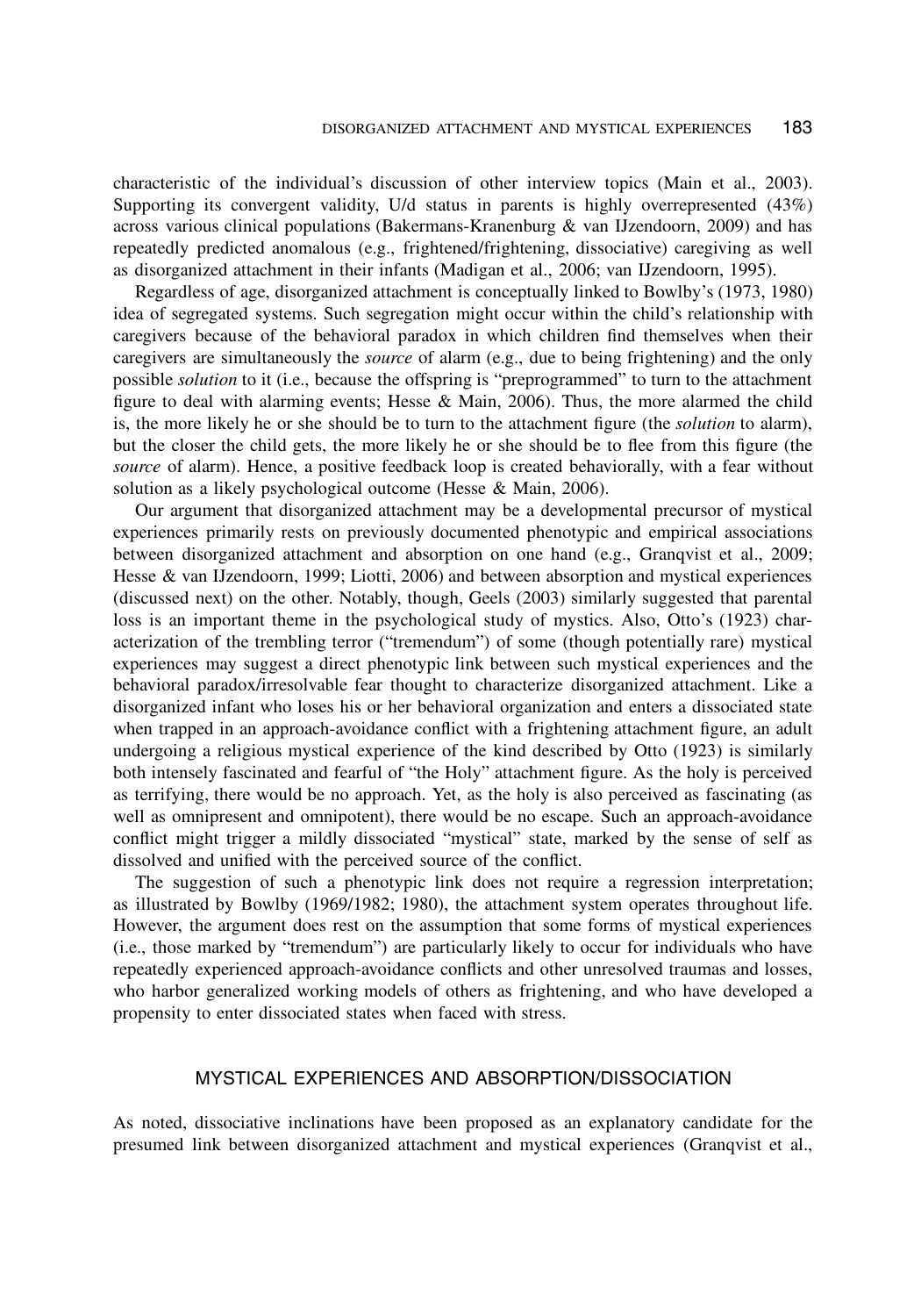characteristic of the individual's discussion of other interview topics (Main et al., 2003). Supporting its convergent validity, U/d status in parents is highly overrepresented (43%) across various clinical populations (Bakermans-Kranenburg & van IJzendoorn, 2009) and has repeatedly predicted anomalous (e.g., frightened/frightening, dissociative) caregiving as well as disorganized attachment in their infants (Madigan et al., 2006; van IJzendoorn, 1995).

Regardless of age, disorganized attachment is conceptually linked to Bowlby's (1973, 1980) idea of segregated systems. Such segregation might occur within the child's relationship with caregivers because of the behavioral paradox in which children find themselves when their caregivers are simultaneously the *source* of alarm (e.g., due to being frightening) and the only possible *solution* to it (i.e., because the offspring is "preprogrammed" to turn to the attachment figure to deal with alarming events; Hesse & Main, 2006). Thus, the more alarmed the child is, the more likely he or she should be to turn to the attachment figure (the *solution* to alarm), but the closer the child gets, the more likely he or she should be to flee from this figure (the *source* of alarm). Hence, a positive feedback loop is created behaviorally, with a fear without solution as a likely psychological outcome (Hesse & Main, 2006).

Our argument that disorganized attachment may be a developmental precursor of mystical experiences primarily rests on previously documented phenotypic and empirical associations between disorganized attachment and absorption on one hand (e.g., Granqvist et al., 2009; Hesse & van IJzendoorn, 1999; Liotti, 2006) and between absorption and mystical experiences (discussed next) on the other. Notably, though, Geels (2003) similarly suggested that parental loss is an important theme in the psychological study of mystics. Also, Otto's (1923) characterization of the trembling terror ("tremendum") of some (though potentially rare) mystical experiences may suggest a direct phenotypic link between such mystical experiences and the behavioral paradox/irresolvable fear thought to characterize disorganized attachment. Like a disorganized infant who loses his or her behavioral organization and enters a dissociated state when trapped in an approach-avoidance conflict with a frightening attachment figure, an adult undergoing a religious mystical experience of the kind described by Otto (1923) is similarly both intensely fascinated and fearful of "the Holy" attachment figure. As the holy is perceived as terrifying, there would be no approach. Yet, as the holy is also perceived as fascinating (as well as omnipresent and omnipotent), there would be no escape. Such an approach-avoidance conflict might trigger a mildly dissociated "mystical" state, marked by the sense of self as dissolved and unified with the perceived source of the conflict.

The suggestion of such a phenotypic link does not require a regression interpretation; as illustrated by Bowlby (1969/1982; 1980), the attachment system operates throughout life. However, the argument does rest on the assumption that some forms of mystical experiences (i.e., those marked by "tremendum") are particularly likely to occur for individuals who have repeatedly experienced approach-avoidance conflicts and other unresolved traumas and losses, who harbor generalized working models of others as frightening, and who have developed a propensity to enter dissociated states when faced with stress.

## MYSTICAL EXPERIENCES AND ABSORPTION/DISSOCIATION

As noted, dissociative inclinations have been proposed as an explanatory candidate for the presumed link between disorganized attachment and mystical experiences (Granqvist et al.,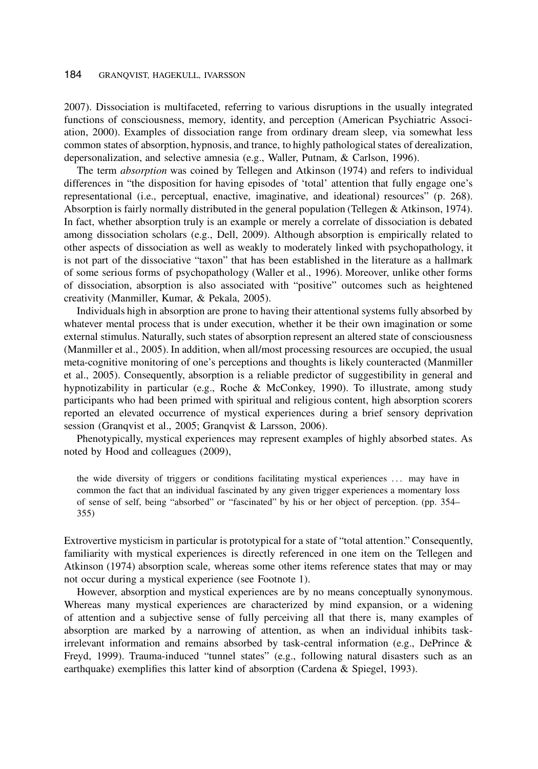2007). Dissociation is multifaceted, referring to various disruptions in the usually integrated functions of consciousness, memory, identity, and perception (American Psychiatric Association, 2000). Examples of dissociation range from ordinary dream sleep, via somewhat less common states of absorption, hypnosis, and trance, to highly pathological states of derealization, depersonalization, and selective amnesia (e.g., Waller, Putnam, & Carlson, 1996).

The term *absorption* was coined by Tellegen and Atkinson (1974) and refers to individual differences in "the disposition for having episodes of 'total' attention that fully engage one's representational (i.e., perceptual, enactive, imaginative, and ideational) resources" (p. 268). Absorption is fairly normally distributed in the general population (Tellegen & Atkinson, 1974). In fact, whether absorption truly is an example or merely a correlate of dissociation is debated among dissociation scholars (e.g., Dell, 2009). Although absorption is empirically related to other aspects of dissociation as well as weakly to moderately linked with psychopathology, it is not part of the dissociative "taxon" that has been established in the literature as a hallmark of some serious forms of psychopathology (Waller et al., 1996). Moreover, unlike other forms of dissociation, absorption is also associated with "positive" outcomes such as heightened creativity (Manmiller, Kumar, & Pekala, 2005).

Individuals high in absorption are prone to having their attentional systems fully absorbed by whatever mental process that is under execution, whether it be their own imagination or some external stimulus. Naturally, such states of absorption represent an altered state of consciousness (Manmiller et al., 2005). In addition, when all/most processing resources are occupied, the usual meta-cognitive monitoring of one's perceptions and thoughts is likely counteracted (Manmiller et al., 2005). Consequently, absorption is a reliable predictor of suggestibility in general and hypnotizability in particular (e.g., Roche & McConkey, 1990). To illustrate, among study participants who had been primed with spiritual and religious content, high absorption scorers reported an elevated occurrence of mystical experiences during a brief sensory deprivation session (Granqvist et al., 2005; Granqvist & Larsson, 2006).

Phenotypically, mystical experiences may represent examples of highly absorbed states. As noted by Hood and colleagues (2009),

> the wide diversity of triggers or conditions facilitating mystical experiences ... may have in common the fact that an individual fascinated by any given trigger experiences a momentary loss of sense of self, being "absorbed" or "fascinated" by his or her object of perception. (pp. 354–355)

Extrovertive mysticism in particular is prototypical for a state of "total attention." Consequently, familiarity with mystical experiences is directly referenced in one item on the Tellegen and Atkinson (1974) absorption scale, whereas some other items reference states that may or may not occur during a mystical experience (see Footnote 1).

However, absorption and mystical experiences are by no means conceptually synonymous. Whereas many mystical experiences are characterized by mind expansion, or a widening of attention and a subjective sense of fully perceiving all that there is, many examples of absorption are marked by a narrowing of attention, as when an individual inhibits task-irrelevant information and remains absorbed by task-central information (e.g., DePrince & Freyd, 1999). Trauma-induced "tunnel states" (e.g., following natural disasters such as an earthquake) exemplifies this latter kind of absorption (Cardena & Spiegel, 1993).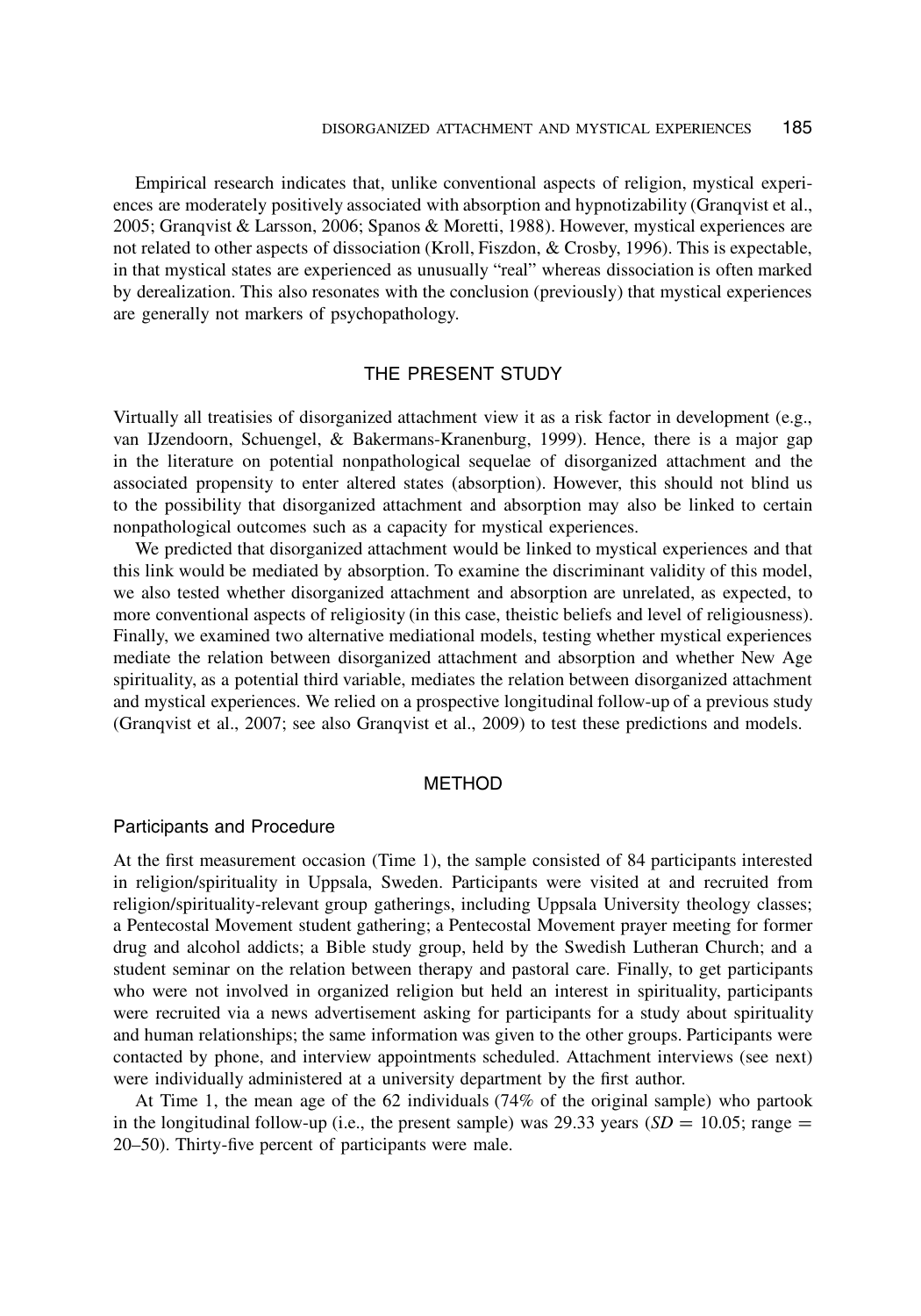Empirical research indicates that, unlike conventional aspects of religion, mystical experiences are moderately positively associated with absorption and hypnotizability (Granqvist et al., 2005; Granqvist & Larsson, 2006; Spanos & Moretti, 1988). However, mystical experiences are not related to other aspects of dissociation (Kroll, Fiszdon, & Crosby, 1996). This is expectable, in that mystical states are experienced as unusually "real" whereas dissociation is often marked by derealization. This also resonates with the conclusion (previously) that mystical experiences are generally not markers of psychopathology.

## THE PRESENT STUDY

Virtually all treatisies of disorganized attachment view it as a risk factor in development (e.g., van IJzendoorn, Schuengel, & Bakermans-Kranenburg, 1999). Hence, there is a major gap in the literature on potential nonpathological sequelae of disorganized attachment and the associated propensity to enter altered states (absorption). However, this should not blind us to the possibility that disorganized attachment and absorption may also be linked to certain nonpathological outcomes such as a capacity for mystical experiences.

We predicted that disorganized attachment would be linked to mystical experiences and that this link would be mediated by absorption. To examine the discriminant validity of this model, we also tested whether disorganized attachment and absorption are unrelated, as expected, to more conventional aspects of religiosity (in this case, theistic beliefs and level of religiousness). Finally, we examined two alternative mediational models, testing whether mystical experiences mediate the relation between disorganized attachment and absorption and whether New Age spirituality, as a potential third variable, mediates the relation between disorganized attachment and mystical experiences. We relied on a prospective longitudinal follow-up of a previous study (Granqvist et al., 2007; see also Granqvist et al., 2009) to test these predictions and models.

## METHOD

### Participants and Procedure

At the first measurement occasion (Time 1), the sample consisted of 84 participants interested in religion/spirituality in Uppsala, Sweden. Participants were visited at and recruited from religion/spirituality-relevant group gatherings, including Uppsala University theology classes; a Pentecostal Movement student gathering; a Pentecostal Movement prayer meeting for former drug and alcohol addicts; a Bible study group, held by the Swedish Lutheran Church; and a student seminar on the relation between therapy and pastoral care. Finally, to get participants who were not involved in organized religion but held an interest in spirituality, participants were recruited via a news advertisement asking for participants for a study about spirituality and human relationships; the same information was given to the other groups. Participants were contacted by phone, and interview appointments scheduled. Attachment interviews (see next) were individually administered at a university department by the first author.

At Time 1, the mean age of the 62 individuals (74% of the original sample) who partook in the longitudinal follow-up (i.e., the present sample) was 29.33 years ($SD = 10.05$; range = 20–50). Thirty-five percent of participants were male.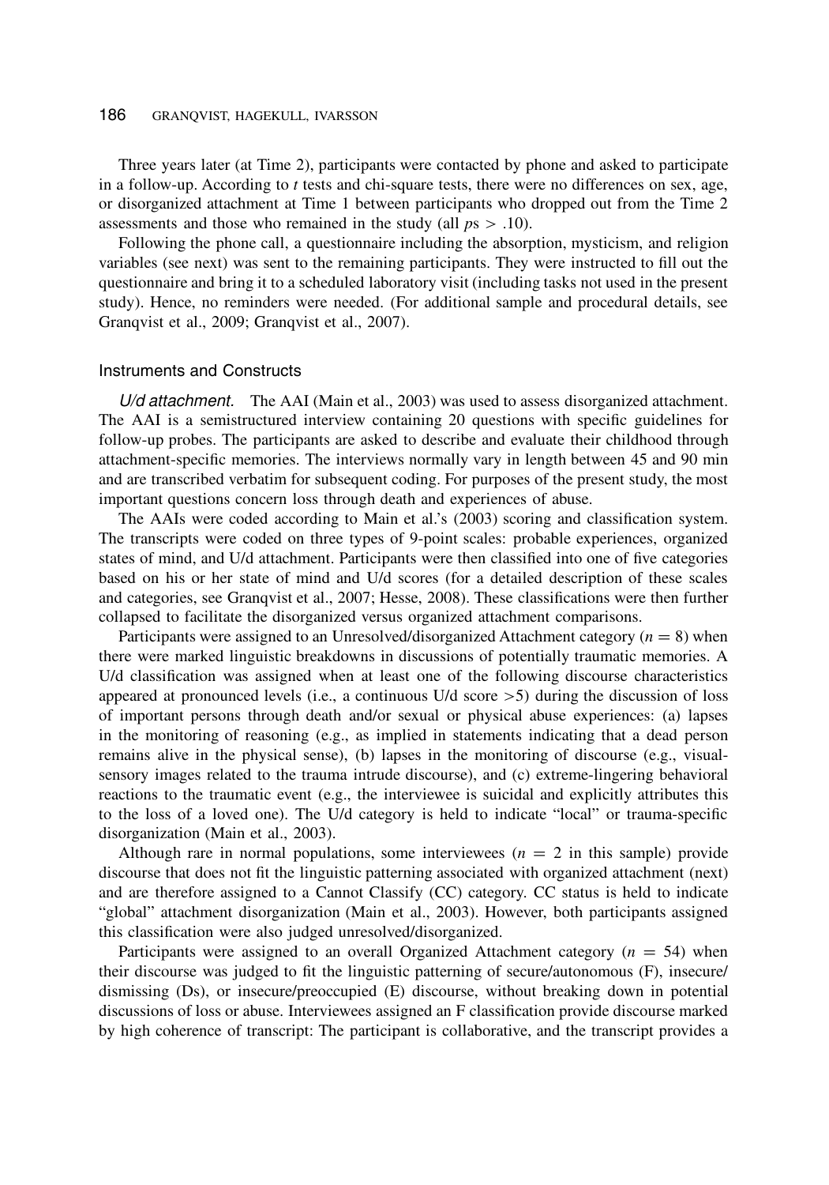Three years later (at Time 2), participants were contacted by phone and asked to participate in a follow-up. According to $t$ tests and chi-square tests, there were no differences on sex, age, or disorganized attachment at Time 1 between participants who dropped out from the Time 2 assessments and those who remained in the study (all $ps > .10$).

Following the phone call, a questionnaire including the absorption, mysticism, and religion variables (see next) was sent to the remaining participants. They were instructed to fill out the questionnaire and bring it to a scheduled laboratory visit (including tasks not used in the present study). Hence, no reminders were needed. (For additional sample and procedural details, see Granqvist et al., 2009; Granqvist et al., 2007).

### Instruments and Constructs

*U/d attachment.* The AAI (Main et al., 2003) was used to assess disorganized attachment. The AAI is a semistructured interview containing 20 questions with specific guidelines for follow-up probes. The participants are asked to describe and evaluate their childhood through attachment-specific memories. The interviews normally vary in length between 45 and 90 min and are transcribed verbatim for subsequent coding. For purposes of the present study, the most important questions concern loss through death and experiences of abuse.

The AAIs were coded according to Main et al.'s (2003) scoring and classification system. The transcripts were coded on three types of 9-point scales: probable experiences, organized states of mind, and U/d attachment. Participants were then classified into one of five categories based on his or her state of mind and U/d scores (for a detailed description of these scales and categories, see Granqvist et al., 2007; Hesse, 2008). These classifications were then further collapsed to facilitate the disorganized versus organized attachment comparisons.

Participants were assigned to an Unresolved/disorganized Attachment category ($n = 8$) when there were marked linguistic breakdowns in discussions of potentially traumatic memories. A U/d classification was assigned when at least one of the following discourse characteristics appeared at pronounced levels (i.e., a continuous U/d score >5) during the discussion of loss of important persons through death and/or sexual or physical abuse experiences: (a) lapses in the monitoring of reasoning (e.g., as implied in statements indicating that a dead person remains alive in the physical sense), (b) lapses in the monitoring of discourse (e.g., visual-sensory images related to the trauma intrude discourse), and (c) extreme-lingering behavioral reactions to the traumatic event (e.g., the interviewee is suicidal and explicitly attributes this to the loss of a loved one). The U/d category is held to indicate "local" or trauma-specific disorganization (Main et al., 2003).

Although rare in normal populations, some interviewees ($n = 2$ in this sample) provide discourse that does not fit the linguistic patterning associated with organized attachment (next) and are therefore assigned to a Cannot Classify (CC) category. CC status is held to indicate "global" attachment disorganization (Main et al., 2003). However, both participants assigned this classification were also judged unresolved/disorganized.

Participants were assigned to an overall Organized Attachment category ($n = 54$) when their discourse was judged to fit the linguistic patterning of secure/autonomous (F), insecure/dismissing (Ds), or insecure/preoccupied (E) discourse, without breaking down in potential discussions of loss or abuse. Interviewees assigned an F classification provide discourse marked by high coherence of transcript: The participant is collaborative, and the transcript provides a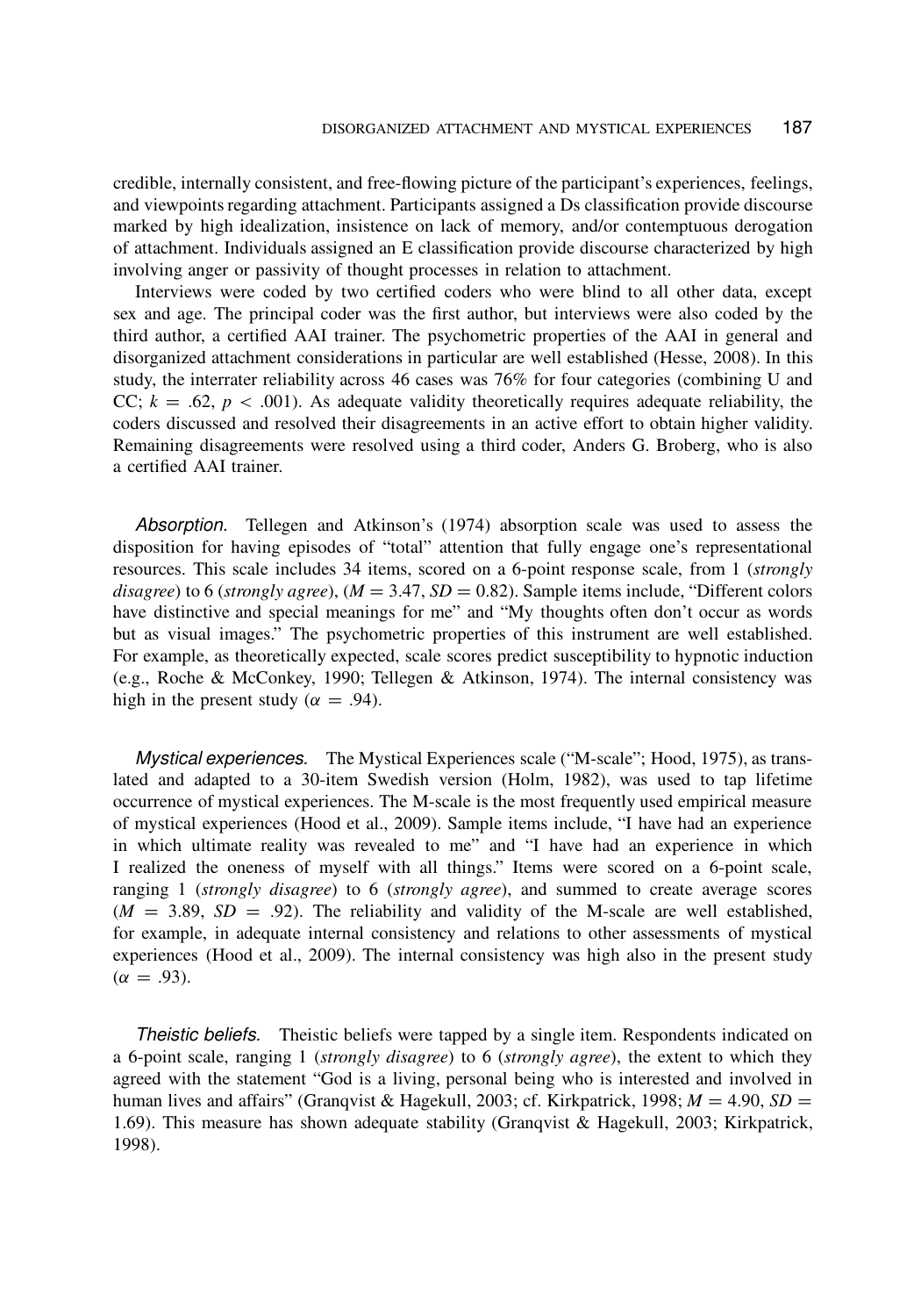credible, internally consistent, and free-flowing picture of the participant's experiences, feelings, and viewpoints regarding attachment. Participants assigned a Ds classification provide discourse marked by high idealization, insistence on lack of memory, and/or contemptuous derogation of attachment. Individuals assigned an E classification provide discourse characterized by high involving anger or passivity of thought processes in relation to attachment.

Interviews were coded by two certified coders who were blind to all other data, except sex and age. The principal coder was the first author, but interviews were also coded by the third author, a certified AAI trainer. The psychometric properties of the AAI in general and disorganized attachment considerations in particular are well established (Hesse, 2008). In this study, the interrater reliability across 46 cases was 76% for four categories (combining U and CC; $k = .62$, $p < .001$). As adequate validity theoretically requires adequate reliability, the coders discussed and resolved their disagreements in an active effort to obtain higher validity. Remaining disagreements were resolved using a third coder, Anders G. Broberg, who is also a certified AAI trainer.

*Absorption.* Tellegen and Atkinson's (1974) absorption scale was used to assess the disposition for having episodes of "total" attention that fully engage one's representational resources. This scale includes 34 items, scored on a 6-point response scale, from 1 (*strongly disagree*) to 6 (*strongly agree*), ($M = 3.47$, $SD = 0.82$). Sample items include, "Different colors have distinctive and special meanings for me" and "My thoughts often don't occur as words but as visual images." The psychometric properties of this instrument are well established. For example, as theoretically expected, scale scores predict susceptibility to hypnotic induction (e.g., Roche & McConkey, 1990; Tellegen & Atkinson, 1974). The internal consistency was high in the present study ($\alpha = .94$).

*Mystical experiences.* The Mystical Experiences scale ("M-scale"; Hood, 1975), as translated and adapted to a 30-item Swedish version (Holm, 1982), was used to tap lifetime occurrence of mystical experiences. The M-scale is the most frequently used empirical measure of mystical experiences (Hood et al., 2009). Sample items include, "I have had an experience in which ultimate reality was revealed to me" and "I have had an experience in which I realized the oneness of myself with all things." Items were scored on a 6-point scale, ranging 1 (*strongly disagree*) to 6 (*strongly agree*), and summed to create average scores ($M = 3.89$, $SD = .92$). The reliability and validity of the M-scale are well established, for example, in adequate internal consistency and relations to other assessments of mystical experiences (Hood et al., 2009). The internal consistency was high also in the present study ($\alpha = .93$).

*Theistic beliefs.* Theistic beliefs were tapped by a single item. Respondents indicated on a 6-point scale, ranging 1 (*strongly disagree*) to 6 (*strongly agree*), the extent to which they agreed with the statement "God is a living, personal being who is interested and involved in human lives and affairs" (Granqvist & Hagekull, 2003; cf. Kirkpatrick, 1998; $M = 4.90$, $SD = 1.69$). This measure has shown adequate stability (Granqvist & Hagekull, 2003; Kirkpatrick, 1998).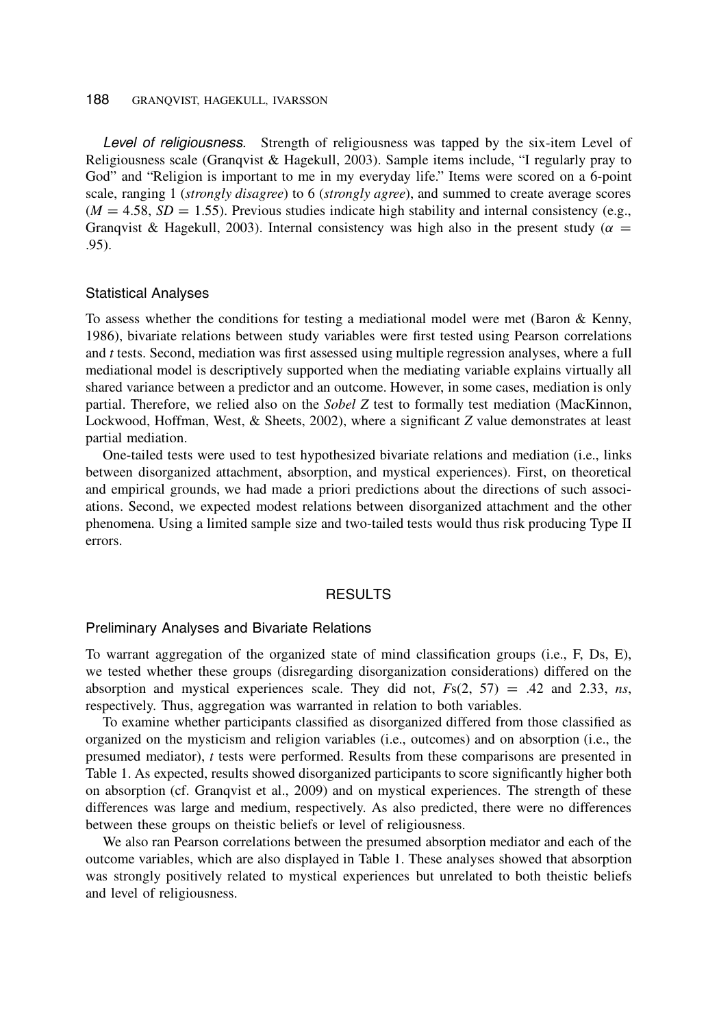*Level of religiousness.* Strength of religiousness was tapped by the six-item Level of Religiousness scale (Granqvist & Hagekull, 2003). Sample items include, "I regularly pray to God" and "Religion is important to me in my everyday life." Items were scored on a 6-point scale, ranging 1 (*strongly disagree*) to 6 (*strongly agree*), and summed to create average scores ($M = 4.58$, $SD = 1.55$). Previous studies indicate high stability and internal consistency (e.g., Granqvist & Hagekull, 2003). Internal consistency was high also in the present study ($\alpha = .95$).

### Statistical Analyses

To assess whether the conditions for testing a mediational model were met (Baron & Kenny, 1986), bivariate relations between study variables were first tested using Pearson correlations and *t* tests. Second, mediation was first assessed using multiple regression analyses, where a full mediational model is descriptively supported when the mediating variable explains virtually all shared variance between a predictor and an outcome. However, in some cases, mediation is only partial. Therefore, we relied also on the *Sobel Z* test to formally test mediation (MacKinnon, Lockwood, Hoffman, West, & Sheets, 2002), where a significant *Z* value demonstrates at least partial mediation.

One-tailed tests were used to test hypothesized bivariate relations and mediation (i.e., links between disorganized attachment, absorption, and mystical experiences). First, on theoretical and empirical grounds, we had made a priori predictions about the directions of such associations. Second, we expected modest relations between disorganized attachment and the other phenomena. Using a limited sample size and two-tailed tests would thus risk producing Type II errors.

## RESULTS

### Preliminary Analyses and Bivariate Relations

To warrant aggregation of the organized state of mind classification groups (i.e., F, Ds, E), we tested whether these groups (disregarding disorganization considerations) differed on the absorption and mystical experiences scale. They did not, $Fs(2, 57) = .42$ and $2.33$, *ns*, respectively. Thus, aggregation was warranted in relation to both variables.

To examine whether participants classified as disorganized differed from those classified as organized on the mysticism and religion variables (i.e., outcomes) and on absorption (i.e., the presumed mediator), *t* tests were performed. Results from these comparisons are presented in Table 1. As expected, results showed disorganized participants to score significantly higher both on absorption (cf. Granqvist et al., 2009) and on mystical experiences. The strength of these differences was large and medium, respectively. As also predicted, there were no differences between these groups on theistic beliefs or level of religiousness.

We also ran Pearson correlations between the presumed absorption mediator and each of the outcome variables, which are also displayed in Table 1. These analyses showed that absorption was strongly positively related to mystical experiences but unrelated to both theistic beliefs and level of religiousness.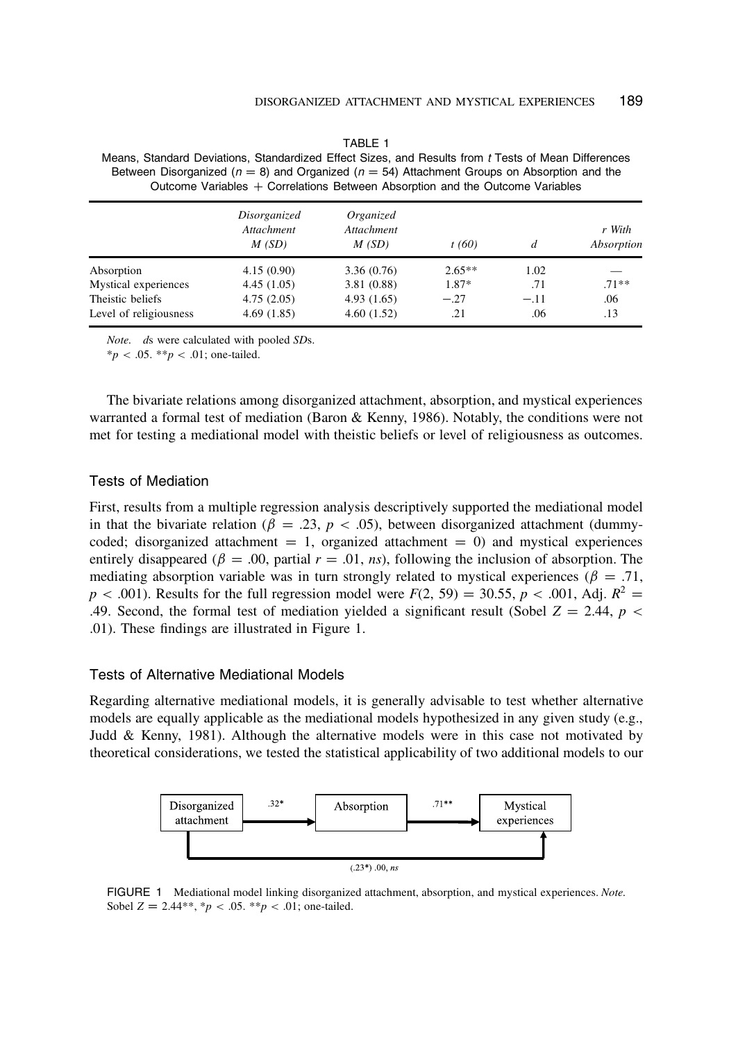TABLE 1
Means, Standard Deviations, Standardized Effect Sizes, and Results from *t* Tests of Mean Differences Between Disorganized ($n = 8$) and Organized ($n = 54$) Attachment Groups on Absorption and the Outcome Variables + Correlations Between Absorption and the Outcome Variables

| | *Disorganized Attachment M (SD)* | *Organized Attachment M (SD)* | *t (60)* | *d* | *r With Absorption* |
|---|---|---|---|---|---|
| Absorption | 4.15 (0.90) | 3.36 (0.76) | 2.65** | 1.02 | — |
| Mystical experiences | 4.45 (1.05) | 3.81 (0.88) | 1.87* | .71 | .71** |
| Theistic beliefs | 4.75 (2.05) | 4.93 (1.65) | −.27 | −.11 | .06 |
| Level of religiousness | 4.69 (1.85) | 4.60 (1.52) | .21 | .06 | .13 |

*Note.* *d*s were calculated with pooled *SD*s.
$^{*}p < .05$. $^{**}p < .01$; one-tailed.

The bivariate relations among disorganized attachment, absorption, and mystical experiences warranted a formal test of mediation (Baron & Kenny, 1986). Notably, the conditions were not met for testing a mediational model with theistic beliefs or level of religiousness as outcomes.

### Tests of Mediation

First, results from a multiple regression analysis descriptively supported the mediational model in that the bivariate relation ($\beta = .23$, $p < .05$), between disorganized attachment (dummy-coded; disorganized attachment = 1, organized attachment = 0) and mystical experiences entirely disappeared ($\beta = .00$, partial $r = .01$, *ns*), following the inclusion of absorption. The mediating absorption variable was in turn strongly related to mystical experiences ($\beta = .71$, $p < .001$). Results for the full regression model were $F(2, 59) = 30.55$, $p < .001$, Adj. $R^2 = .49$. Second, the formal test of mediation yielded a significant result (Sobel $Z = 2.44$, $p < .01$). These findings are illustrated in Figure 1.

### Tests of Alternative Mediational Models

Regarding alternative mediational models, it is generally advisable to test whether alternative models are equally applicable as the mediational models hypothesized in any given study (e.g., Judd & Kenny, 1981). Although the alternative models were in this case not motivated by theoretical considerations, we tested the statistical applicability of two additional models to our

Disorganized attachment → (.32*) → Absorption → (.71**) → Mystical experiences
Disorganized attachment → Mystical experiences: (.23*) .00, *ns*

FIGURE 1 Mediational model linking disorganized attachment, absorption, and mystical experiences. *Note.* Sobel $Z = 2.44^{**}$, $^{*}p < .05$. $^{**}p < .01$; one-tailed.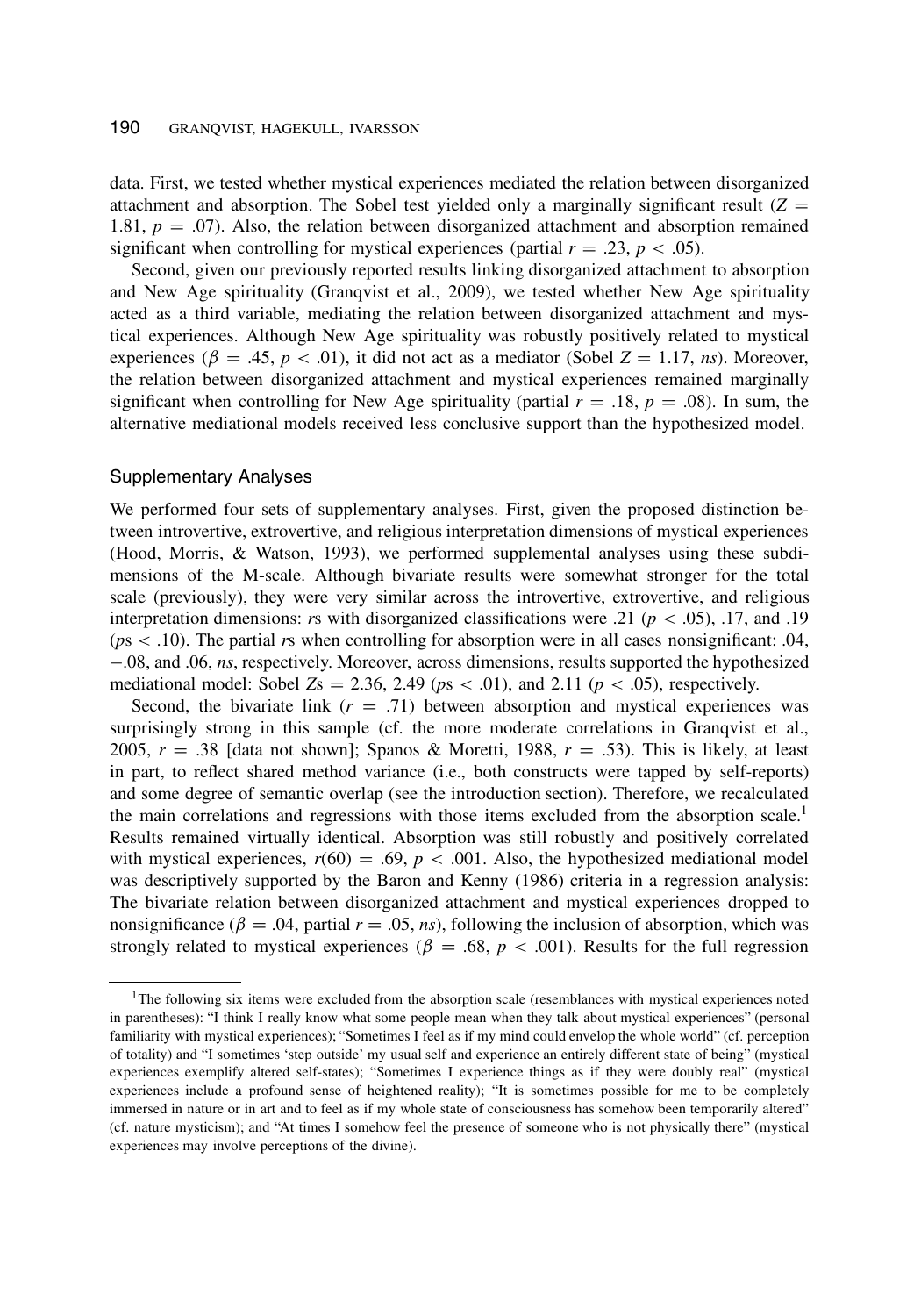data. First, we tested whether mystical experiences mediated the relation between disorganized attachment and absorption. The Sobel test yielded only a marginally significant result ($Z = 1.81$, $p = .07$). Also, the relation between disorganized attachment and absorption remained significant when controlling for mystical experiences (partial $r = .23$, $p < .05$).

Second, given our previously reported results linking disorganized attachment to absorption and New Age spirituality (Granqvist et al., 2009), we tested whether New Age spirituality acted as a third variable, mediating the relation between disorganized attachment and mystical experiences. Although New Age spirituality was robustly positively related to mystical experiences ($\beta = .45$, $p < .01$), it did not act as a mediator (Sobel $Z = 1.17$, *ns*). Moreover, the relation between disorganized attachment and mystical experiences remained marginally significant when controlling for New Age spirituality (partial $r = .18$, $p = .08$). In sum, the alternative mediational models received less conclusive support than the hypothesized model.

### Supplementary Analyses

We performed four sets of supplementary analyses. First, given the proposed distinction between introvertive, extrovertive, and religious interpretation dimensions of mystical experiences (Hood, Morris, & Watson, 1993), we performed supplemental analyses using these subdimensions of the M-scale. Although bivariate results were somewhat stronger for the total scale (previously), they were very similar across the introvertive, extrovertive, and religious interpretation dimensions: *r*s with disorganized classifications were .21 ($p < .05$), .17, and .19 (*p*s $< .10$). The partial *r*s when controlling for absorption were in all cases nonsignificant: .04, −.08, and .06, *ns*, respectively. Moreover, across dimensions, results supported the hypothesized mediational model: Sobel *Z*s = 2.36, 2.49 (*p*s $< .01$), and 2.11 ($p < .05$), respectively.

Second, the bivariate link ($r = .71$) between absorption and mystical experiences was surprisingly strong in this sample (cf. the more moderate correlations in Granqvist et al., 2005, $r = .38$ [data not shown]; Spanos & Moretti, 1988, $r = .53$). This is likely, at least in part, to reflect shared method variance (i.e., both constructs were tapped by self-reports) and some degree of semantic overlap (see the introduction section). Therefore, we recalculated the main correlations and regressions with those items excluded from the absorption scale.[1] Results remained virtually identical. Absorption was still robustly and positively correlated with mystical experiences, $r(60) = .69$, $p < .001$. Also, the hypothesized mediational model was descriptively supported by the Baron and Kenny (1986) criteria in a regression analysis: The bivariate relation between disorganized attachment and mystical experiences dropped to nonsignificance ($\beta = .04$, partial $r = .05$, *ns*), following the inclusion of absorption, which was strongly related to mystical experiences ($\beta = .68$, $p < .001$). Results for the full regression

---

[1] The following six items were excluded from the absorption scale (resemblances with mystical experiences noted in parentheses): "I think I really know what some people mean when they talk about mystical experiences" (personal familiarity with mystical experiences); "Sometimes I feel as if my mind could envelop the whole world" (cf. perception of totality) and "I sometimes 'step outside' my usual self and experience an entirely different state of being" (mystical experiences exemplify altered self-states); "Sometimes I experience things as if they were doubly real" (mystical experiences include a profound sense of heightened reality); "It is sometimes possible for me to be completely immersed in nature or in art and to feel as if my whole state of consciousness has somehow been temporarily altered" (cf. nature mysticism); and "At times I somehow feel the presence of someone who is not physically there" (mystical experiences may involve perceptions of the divine).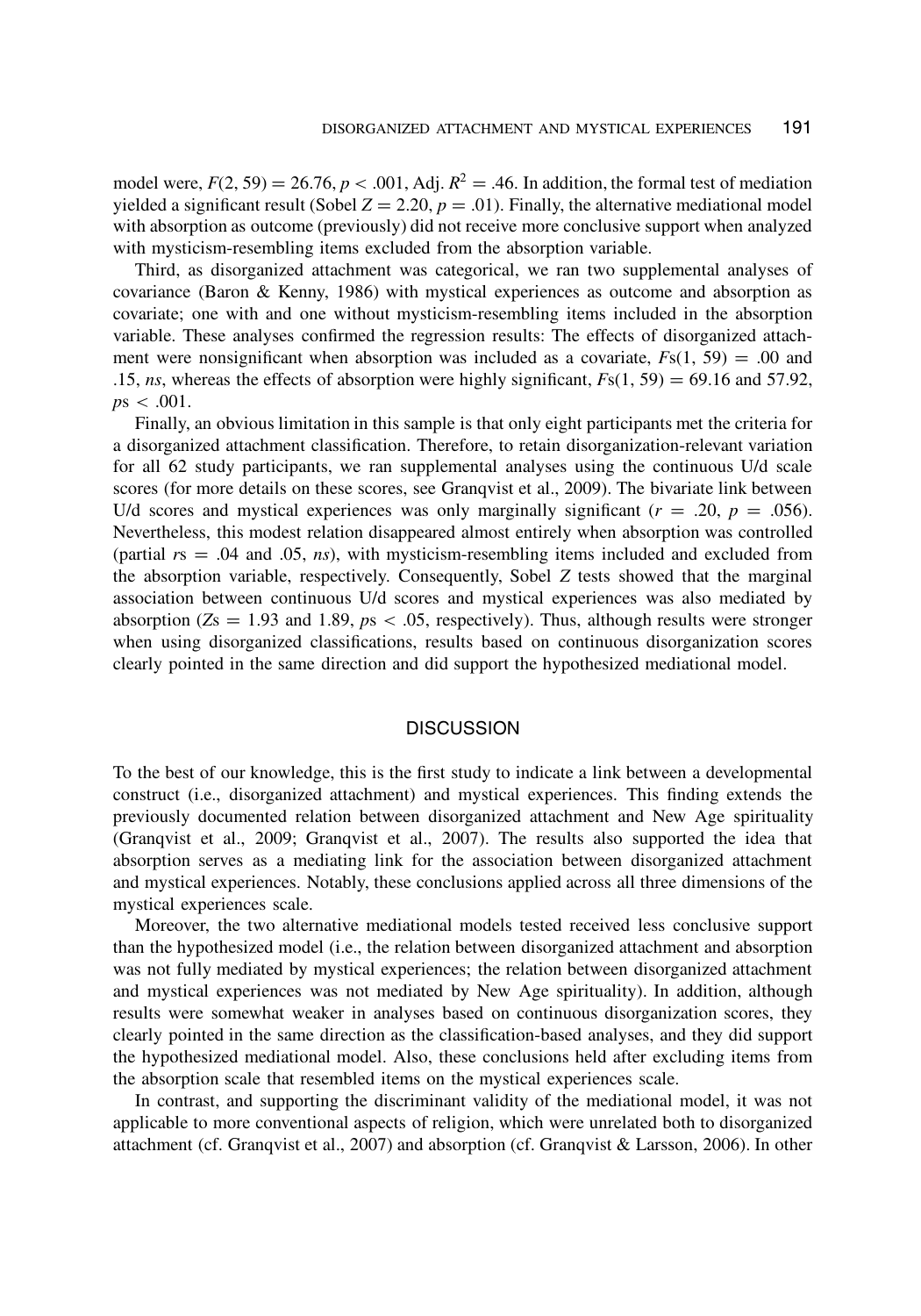model were, $F(2, 59) = 26.76$, $p < .001$, Adj. $R^2 = .46$. In addition, the formal test of mediation yielded a significant result (Sobel $Z = 2.20$, $p = .01$). Finally, the alternative mediational model with absorption as outcome (previously) did not receive more conclusive support when analyzed with mysticism-resembling items excluded from the absorption variable.

Third, as disorganized attachment was categorical, we ran two supplemental analyses of covariance (Baron & Kenny, 1986) with mystical experiences as outcome and absorption as covariate; one with and one without mysticism-resembling items included in the absorption variable. These analyses confirmed the regression results: The effects of disorganized attachment were nonsignificant when absorption was included as a covariate, $F$s$(1, 59) = .00$ and .15, *ns*, whereas the effects of absorption were highly significant, $F$s$(1, 59) = 69.16$ and 57.92, $p$s $< .001$.

Finally, an obvious limitation in this sample is that only eight participants met the criteria for a disorganized attachment classification. Therefore, to retain disorganization-relevant variation for all 62 study participants, we ran supplemental analyses using the continuous U/d scale scores (for more details on these scores, see Granqvist et al., 2009). The bivariate link between U/d scores and mystical experiences was only marginally significant ($r = .20$, $p = .056$). Nevertheless, this modest relation disappeared almost entirely when absorption was controlled (partial $r$s $= .04$ and .05, *ns*), with mysticism-resembling items included and excluded from the absorption variable, respectively. Consequently, Sobel $Z$ tests showed that the marginal association between continuous U/d scores and mystical experiences was also mediated by absorption ($Z$s $= 1.93$ and 1.89, $p$s $< .05$, respectively). Thus, although results were stronger when using disorganized classifications, results based on continuous disorganization scores clearly pointed in the same direction and did support the hypothesized mediational model.

## DISCUSSION

To the best of our knowledge, this is the first study to indicate a link between a developmental construct (i.e., disorganized attachment) and mystical experiences. This finding extends the previously documented relation between disorganized attachment and New Age spirituality (Granqvist et al., 2009; Granqvist et al., 2007). The results also supported the idea that absorption serves as a mediating link for the association between disorganized attachment and mystical experiences. Notably, these conclusions applied across all three dimensions of the mystical experiences scale.

Moreover, the two alternative mediational models tested received less conclusive support than the hypothesized model (i.e., the relation between disorganized attachment and absorption was not fully mediated by mystical experiences; the relation between disorganized attachment and mystical experiences was not mediated by New Age spirituality). In addition, although results were somewhat weaker in analyses based on continuous disorganization scores, they clearly pointed in the same direction as the classification-based analyses, and they did support the hypothesized mediational model. Also, these conclusions held after excluding items from the absorption scale that resembled items on the mystical experiences scale.

In contrast, and supporting the discriminant validity of the mediational model, it was not applicable to more conventional aspects of religion, which were unrelated both to disorganized attachment (cf. Granqvist et al., 2007) and absorption (cf. Granqvist & Larsson, 2006). In other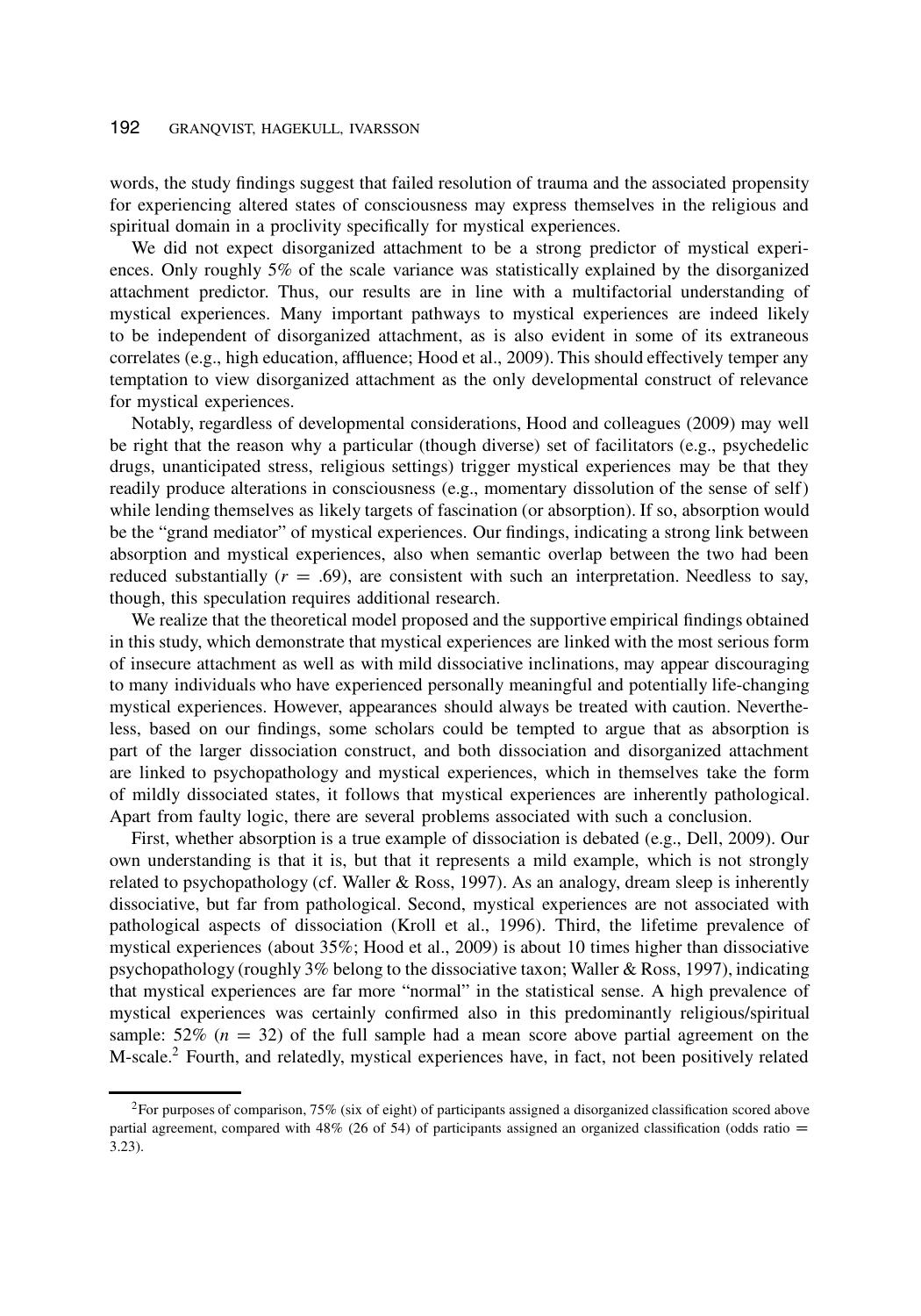words, the study findings suggest that failed resolution of trauma and the associated propensity for experiencing altered states of consciousness may express themselves in the religious and spiritual domain in a proclivity specifically for mystical experiences.

We did not expect disorganized attachment to be a strong predictor of mystical experiences. Only roughly 5% of the scale variance was statistically explained by the disorganized attachment predictor. Thus, our results are in line with a multifactorial understanding of mystical experiences. Many important pathways to mystical experiences are indeed likely to be independent of disorganized attachment, as is also evident in some of its extraneous correlates (e.g., high education, affluence; Hood et al., 2009). This should effectively temper any temptation to view disorganized attachment as the only developmental construct of relevance for mystical experiences.

Notably, regardless of developmental considerations, Hood and colleagues (2009) may well be right that the reason why a particular (though diverse) set of facilitators (e.g., psychedelic drugs, unanticipated stress, religious settings) trigger mystical experiences may be that they readily produce alterations in consciousness (e.g., momentary dissolution of the sense of self) while lending themselves as likely targets of fascination (or absorption). If so, absorption would be the "grand mediator" of mystical experiences. Our findings, indicating a strong link between absorption and mystical experiences, also when semantic overlap between the two had been reduced substantially ($r = .69$), are consistent with such an interpretation. Needless to say, though, this speculation requires additional research.

We realize that the theoretical model proposed and the supportive empirical findings obtained in this study, which demonstrate that mystical experiences are linked with the most serious form of insecure attachment as well as with mild dissociative inclinations, may appear discouraging to many individuals who have experienced personally meaningful and potentially life-changing mystical experiences. However, appearances should always be treated with caution. Nevertheless, based on our findings, some scholars could be tempted to argue that as absorption is part of the larger dissociation construct, and both dissociation and disorganized attachment are linked to psychopathology and mystical experiences, which in themselves take the form of mildly dissociated states, it follows that mystical experiences are inherently pathological. Apart from faulty logic, there are several problems associated with such a conclusion.

First, whether absorption is a true example of dissociation is debated (e.g., Dell, 2009). Our own understanding is that it is, but that it represents a mild example, which is not strongly related to psychopathology (cf. Waller & Ross, 1997). As an analogy, dream sleep is inherently dissociative, but far from pathological. Second, mystical experiences are not associated with pathological aspects of dissociation (Kroll et al., 1996). Third, the lifetime prevalence of mystical experiences (about 35%; Hood et al., 2009) is about 10 times higher than dissociative psychopathology (roughly 3% belong to the dissociative taxon; Waller & Ross, 1997), indicating that mystical experiences are far more "normal" in the statistical sense. A high prevalence of mystical experiences was certainly confirmed also in this predominantly religious/spiritual sample: 52% ($n = 32$) of the full sample had a mean score above partial agreement on the M-scale.[2] Fourth, and relatedly, mystical experiences have, in fact, not been positively related

[2]For purposes of comparison, 75% (six of eight) of participants assigned a disorganized classification scored above partial agreement, compared with 48% (26 of 54) of participants assigned an organized classification (odds ratio = 3.23).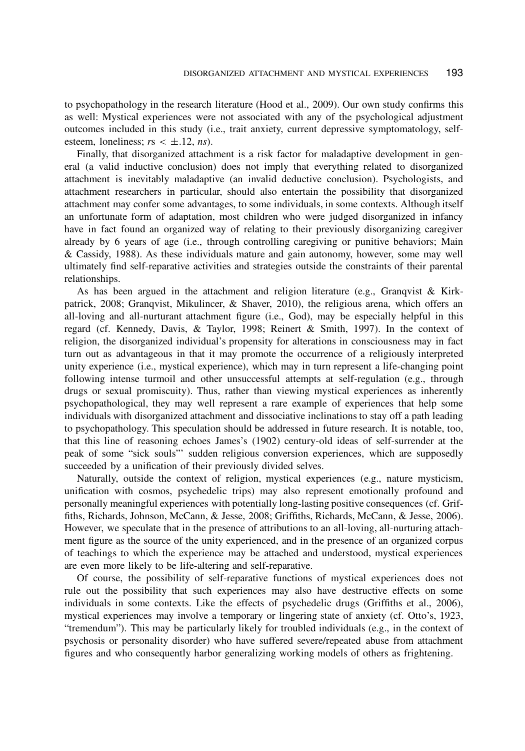to psychopathology in the research literature (Hood et al., 2009). Our own study confirms this as well: Mystical experiences were not associated with any of the psychological adjustment outcomes included in this study (i.e., trait anxiety, current depressive symptomatology, self-esteem, loneliness; $r\text{s} < \pm.12$, *ns*).

Finally, that disorganized attachment is a risk factor for maladaptive development in general (a valid inductive conclusion) does not imply that everything related to disorganized attachment is inevitably maladaptive (an invalid deductive conclusion). Psychologists, and attachment researchers in particular, should also entertain the possibility that disorganized attachment may confer some advantages, to some individuals, in some contexts. Although itself an unfortunate form of adaptation, most children who were judged disorganized in infancy have in fact found an organized way of relating to their previously disorganizing caregiver already by 6 years of age (i.e., through controlling caregiving or punitive behaviors; Main & Cassidy, 1988). As these individuals mature and gain autonomy, however, some may well ultimately find self-reparative activities and strategies outside the constraints of their parental relationships.

As has been argued in the attachment and religion literature (e.g., Granqvist & Kirkpatrick, 2008; Granqvist, Mikulincer, & Shaver, 2010), the religious arena, which offers an all-loving and all-nurturant attachment figure (i.e., God), may be especially helpful in this regard (cf. Kennedy, Davis, & Taylor, 1998; Reinert & Smith, 1997). In the context of religion, the disorganized individual's propensity for alterations in consciousness may in fact turn out as advantageous in that it may promote the occurrence of a religiously interpreted unity experience (i.e., mystical experience), which may in turn represent a life-changing point following intense turmoil and other unsuccessful attempts at self-regulation (e.g., through drugs or sexual promiscuity). Thus, rather than viewing mystical experiences as inherently psychopathological, they may well represent a rare example of experiences that help some individuals with disorganized attachment and dissociative inclinations to stay off a path leading to psychopathology. This speculation should be addressed in future research. It is notable, too, that this line of reasoning echoes James's (1902) century-old ideas of self-surrender at the peak of some "sick souls"' sudden religious conversion experiences, which are supposedly succeeded by a unification of their previously divided selves.

Naturally, outside the context of religion, mystical experiences (e.g., nature mysticism, unification with cosmos, psychedelic trips) may also represent emotionally profound and personally meaningful experiences with potentially long-lasting positive consequences (cf. Griffiths, Richards, Johnson, McCann, & Jesse, 2008; Griffiths, Richards, McCann, & Jesse, 2006). However, we speculate that in the presence of attributions to an all-loving, all-nurturing attachment figure as the source of the unity experienced, and in the presence of an organized corpus of teachings to which the experience may be attached and understood, mystical experiences are even more likely to be life-altering and self-reparative.

Of course, the possibility of self-reparative functions of mystical experiences does not rule out the possibility that such experiences may also have destructive effects on some individuals in some contexts. Like the effects of psychedelic drugs (Griffiths et al., 2006), mystical experiences may involve a temporary or lingering state of anxiety (cf. Otto's, 1923, "tremendum"). This may be particularly likely for troubled individuals (e.g., in the context of psychosis or personality disorder) who have suffered severe/repeated abuse from attachment figures and who consequently harbor generalizing working models of others as frightening.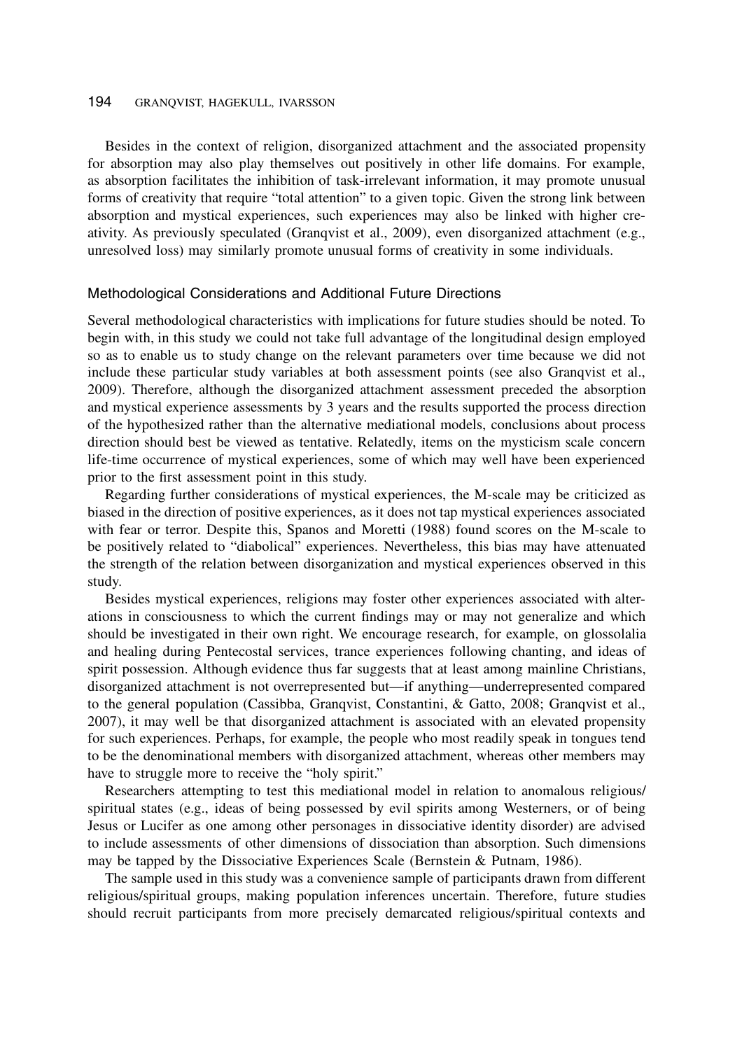Besides in the context of religion, disorganized attachment and the associated propensity for absorption may also play themselves out positively in other life domains. For example, as absorption facilitates the inhibition of task-irrelevant information, it may promote unusual forms of creativity that require "total attention" to a given topic. Given the strong link between absorption and mystical experiences, such experiences may also be linked with higher creativity. As previously speculated (Granqvist et al., 2009), even disorganized attachment (e.g., unresolved loss) may similarly promote unusual forms of creativity in some individuals.

### Methodological Considerations and Additional Future Directions

Several methodological characteristics with implications for future studies should be noted. To begin with, in this study we could not take full advantage of the longitudinal design employed so as to enable us to study change on the relevant parameters over time because we did not include these particular study variables at both assessment points (see also Granqvist et al., 2009). Therefore, although the disorganized attachment assessment preceded the absorption and mystical experience assessments by 3 years and the results supported the process direction of the hypothesized rather than the alternative mediational models, conclusions about process direction should best be viewed as tentative. Relatedly, items on the mysticism scale concern life-time occurrence of mystical experiences, some of which may well have been experienced prior to the first assessment point in this study.

Regarding further considerations of mystical experiences, the M-scale may be criticized as biased in the direction of positive experiences, as it does not tap mystical experiences associated with fear or terror. Despite this, Spanos and Moretti (1988) found scores on the M-scale to be positively related to "diabolical" experiences. Nevertheless, this bias may have attenuated the strength of the relation between disorganization and mystical experiences observed in this study.

Besides mystical experiences, religions may foster other experiences associated with alterations in consciousness to which the current findings may or may not generalize and which should be investigated in their own right. We encourage research, for example, on glossolalia and healing during Pentecostal services, trance experiences following chanting, and ideas of spirit possession. Although evidence thus far suggests that at least among mainline Christians, disorganized attachment is not overrepresented but—if anything—underrepresented compared to the general population (Cassibba, Granqvist, Constantini, & Gatto, 2008; Granqvist et al., 2007), it may well be that disorganized attachment is associated with an elevated propensity for such experiences. Perhaps, for example, the people who most readily speak in tongues tend to be the denominational members with disorganized attachment, whereas other members may have to struggle more to receive the "holy spirit."

Researchers attempting to test this mediational model in relation to anomalous religious/spiritual states (e.g., ideas of being possessed by evil spirits among Westerners, or of being Jesus or Lucifer as one among other personages in dissociative identity disorder) are advised to include assessments of other dimensions of dissociation than absorption. Such dimensions may be tapped by the Dissociative Experiences Scale (Bernstein & Putnam, 1986).

The sample used in this study was a convenience sample of participants drawn from different religious/spiritual groups, making population inferences uncertain. Therefore, future studies should recruit participants from more precisely demarcated religious/spiritual contexts and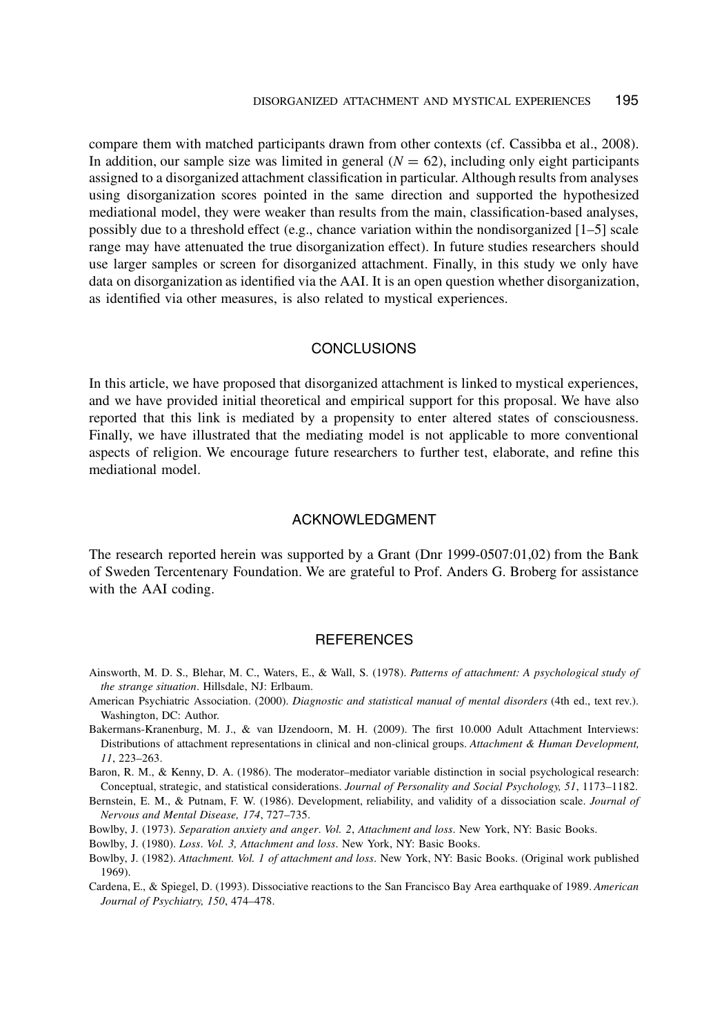compare them with matched participants drawn from other contexts (cf. Cassibba et al., 2008). In addition, our sample size was limited in general ($N = 62$), including only eight participants assigned to a disorganized attachment classification in particular. Although results from analyses using disorganization scores pointed in the same direction and supported the hypothesized mediational model, they were weaker than results from the main, classification-based analyses, possibly due to a threshold effect (e.g., chance variation within the nondisorganized [1–5] scale range may have attenuated the true disorganization effect). In future studies researchers should use larger samples or screen for disorganized attachment. Finally, in this study we only have data on disorganization as identified via the AAI. It is an open question whether disorganization, as identified via other measures, is also related to mystical experiences.

## CONCLUSIONS

In this article, we have proposed that disorganized attachment is linked to mystical experiences, and we have provided initial theoretical and empirical support for this proposal. We have also reported that this link is mediated by a propensity to enter altered states of consciousness. Finally, we have illustrated that the mediating model is not applicable to more conventional aspects of religion. We encourage future researchers to further test, elaborate, and refine this mediational model.

## ACKNOWLEDGMENT

The research reported herein was supported by a Grant (Dnr 1999-0507:01,02) from the Bank of Sweden Tercentenary Foundation. We are grateful to Prof. Anders G. Broberg for assistance with the AAI coding.

## REFERENCES

Ainsworth, M. D. S., Blehar, M. C., Waters, E., & Wall, S. (1978). *Patterns of attachment: A psychological study of the strange situation*. Hillsdale, NJ: Erlbaum.

American Psychiatric Association. (2000). *Diagnostic and statistical manual of mental disorders* (4th ed., text rev.). Washington, DC: Author.

Bakermans-Kranenburg, M. J., & van IJzendoorn, M. H. (2009). The first 10.000 Adult Attachment Interviews: Distributions of attachment representations in clinical and non-clinical groups. *Attachment & Human Development, 11*, 223–263.

Baron, R. M., & Kenny, D. A. (1986). The moderator–mediator variable distinction in social psychological research: Conceptual, strategic, and statistical considerations. *Journal of Personality and Social Psychology, 51*, 1173–1182.

Bernstein, E. M., & Putnam, F. W. (1986). Development, reliability, and validity of a dissociation scale. *Journal of Nervous and Mental Disease, 174*, 727–735.

Bowlby, J. (1973). *Separation anxiety and anger*. *Vol. 2*, *Attachment and loss*. New York, NY: Basic Books.

Bowlby, J. (1980). *Loss*. *Vol. 3, Attachment and loss*. New York, NY: Basic Books.

Bowlby, J. (1982). *Attachment. Vol. 1 of attachment and loss*. New York, NY: Basic Books. (Original work published 1969).

Cardena, E., & Spiegel, D. (1993). Dissociative reactions to the San Francisco Bay Area earthquake of 1989. *American Journal of Psychiatry, 150*, 474–478.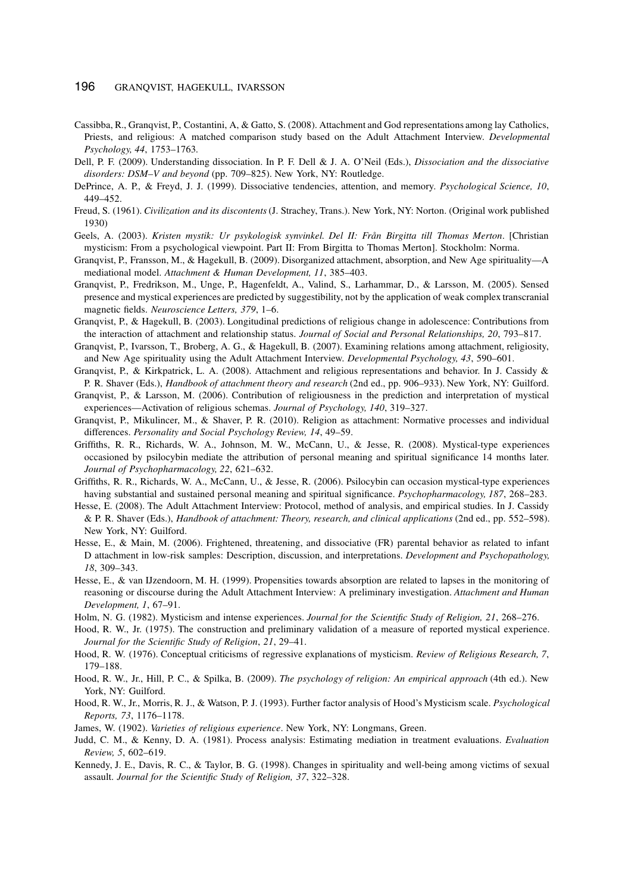Cassibba, R., Granqvist, P., Costantini, A, & Gatto, S. (2008). Attachment and God representations among lay Catholics, Priests, and religious: A matched comparison study based on the Adult Attachment Interview. *Developmental Psychology, 44*, 1753–1763.

Dell, P. F. (2009). Understanding dissociation. In P. F. Dell & J. A. O'Neil (Eds.), *Dissociation and the dissociative disorders: DSM–V and beyond* (pp. 709–825). New York, NY: Routledge.

DePrince, A. P., & Freyd, J. J. (1999). Dissociative tendencies, attention, and memory. *Psychological Science, 10*, 449–452.

Freud, S. (1961). *Civilization and its discontents* (J. Strachey, Trans.). New York, NY: Norton. (Original work published 1930)

Geels, A. (2003). *Kristen mystik: Ur psykologisk synvinkel. Del II: Från Birgitta till Thomas Merton*. [Christian mysticism: From a psychological viewpoint. Part II: From Birgitta to Thomas Merton]. Stockholm: Norma.

Granqvist, P., Fransson, M., & Hagekull, B. (2009). Disorganized attachment, absorption, and New Age spirituality—A mediational model. *Attachment & Human Development, 11*, 385–403.

Granqvist, P., Fredrikson, M., Unge, P., Hagenfeldt, A., Valind, S., Larhammar, D., & Larsson, M. (2005). Sensed presence and mystical experiences are predicted by suggestibility, not by the application of weak complex transcranial magnetic fields. *Neuroscience Letters, 379*, 1–6.

Granqvist, P., & Hagekull, B. (2003). Longitudinal predictions of religious change in adolescence: Contributions from the interaction of attachment and relationship status. *Journal of Social and Personal Relationships, 20*, 793–817.

Granqvist, P., Ivarsson, T., Broberg, A. G., & Hagekull, B. (2007). Examining relations among attachment, religiosity, and New Age spirituality using the Adult Attachment Interview. *Developmental Psychology, 43*, 590–601.

Granqvist, P., & Kirkpatrick, L. A. (2008). Attachment and religious representations and behavior. In J. Cassidy & P. R. Shaver (Eds.), *Handbook of attachment theory and research* (2nd ed., pp. 906–933). New York, NY: Guilford.

Granqvist, P., & Larsson, M. (2006). Contribution of religiousness in the prediction and interpretation of mystical experiences—Activation of religious schemas. *Journal of Psychology, 140*, 319–327.

Granqvist, P., Mikulincer, M., & Shaver, P. R. (2010). Religion as attachment: Normative processes and individual differences. *Personality and Social Psychology Review, 14*, 49–59.

Griffiths, R. R., Richards, W. A., Johnson, M. W., McCann, U., & Jesse, R. (2008). Mystical-type experiences occasioned by psilocybin mediate the attribution of personal meaning and spiritual significance 14 months later. *Journal of Psychopharmacology, 22*, 621–632.

Griffiths, R. R., Richards, W. A., McCann, U., & Jesse, R. (2006). Psilocybin can occasion mystical-type experiences having substantial and sustained personal meaning and spiritual significance. *Psychopharmacology, 187*, 268–283.

Hesse, E. (2008). The Adult Attachment Interview: Protocol, method of analysis, and empirical studies. In J. Cassidy & P. R. Shaver (Eds.), *Handbook of attachment: Theory, research, and clinical applications* (2nd ed., pp. 552–598). New York, NY: Guilford.

Hesse, E., & Main, M. (2006). Frightened, threatening, and dissociative (FR) parental behavior as related to infant D attachment in low-risk samples: Description, discussion, and interpretations. *Development and Psychopathology, 18*, 309–343.

Hesse, E., & van IJzendoorn, M. H. (1999). Propensities towards absorption are related to lapses in the monitoring of reasoning or discourse during the Adult Attachment Interview: A preliminary investigation. *Attachment and Human Development, 1*, 67–91.

Holm, N. G. (1982). Mysticism and intense experiences. *Journal for the Scientific Study of Religion, 21*, 268–276.

Hood, R. W., Jr. (1975). The construction and preliminary validation of a measure of reported mystical experience. *Journal for the Scientific Study of Religion*, *21*, 29–41.

Hood, R. W. (1976). Conceptual criticisms of regressive explanations of mysticism. *Review of Religious Research, 7*, 179–188.

Hood, R. W., Jr., Hill, P. C., & Spilka, B. (2009). *The psychology of religion: An empirical approach* (4th ed.). New York, NY: Guilford.

Hood, R. W., Jr., Morris, R. J., & Watson, P. J. (1993). Further factor analysis of Hood's Mysticism scale. *Psychological Reports, 73*, 1176–1178.

James, W. (1902). *Varieties of religious experience*. New York, NY: Longmans, Green.

Judd, C. M., & Kenny, D. A. (1981). Process analysis: Estimating mediation in treatment evaluations. *Evaluation Review, 5*, 602–619.

Kennedy, J. E., Davis, R. C., & Taylor, B. G. (1998). Changes in spirituality and well-being among victims of sexual assault. *Journal for the Scientific Study of Religion, 37*, 322–328.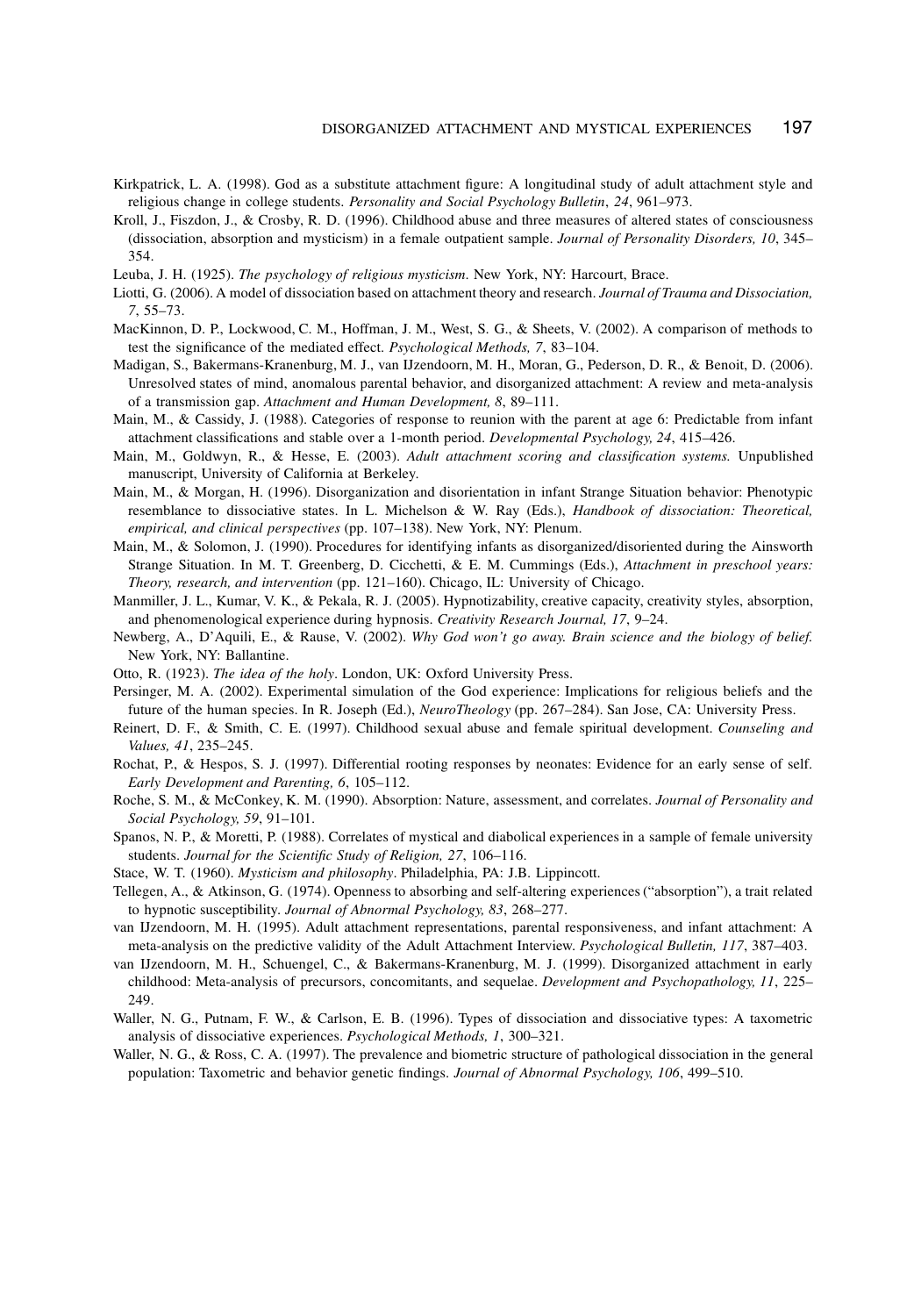Kirkpatrick, L. A. (1998). God as a substitute attachment figure: A longitudinal study of adult attachment style and religious change in college students. *Personality and Social Psychology Bulletin*, *24*, 961–973.

Kroll, J., Fiszdon, J., & Crosby, R. D. (1996). Childhood abuse and three measures of altered states of consciousness (dissociation, absorption and mysticism) in a female outpatient sample. *Journal of Personality Disorders, 10*, 345–354.

Leuba, J. H. (1925). *The psychology of religious mysticism*. New York, NY: Harcourt, Brace.

Liotti, G. (2006). A model of dissociation based on attachment theory and research. *Journal of Trauma and Dissociation, 7*, 55–73.

MacKinnon, D. P., Lockwood, C. M., Hoffman, J. M., West, S. G., & Sheets, V. (2002). A comparison of methods to test the significance of the mediated effect. *Psychological Methods, 7*, 83–104.

Madigan, S., Bakermans-Kranenburg, M. J., van IJzendoorn, M. H., Moran, G., Pederson, D. R., & Benoit, D. (2006). Unresolved states of mind, anomalous parental behavior, and disorganized attachment: A review and meta-analysis of a transmission gap. *Attachment and Human Development, 8*, 89–111.

Main, M., & Cassidy, J. (1988). Categories of response to reunion with the parent at age 6: Predictable from infant attachment classifications and stable over a 1-month period. *Developmental Psychology, 24*, 415–426.

Main, M., Goldwyn, R., & Hesse, E. (2003). *Adult attachment scoring and classification systems.* Unpublished manuscript, University of California at Berkeley.

Main, M., & Morgan, H. (1996). Disorganization and disorientation in infant Strange Situation behavior: Phenotypic resemblance to dissociative states. In L. Michelson & W. Ray (Eds.), *Handbook of dissociation: Theoretical, empirical, and clinical perspectives* (pp. 107–138). New York, NY: Plenum.

Main, M., & Solomon, J. (1990). Procedures for identifying infants as disorganized/disoriented during the Ainsworth Strange Situation. In M. T. Greenberg, D. Cicchetti, & E. M. Cummings (Eds.), *Attachment in preschool years: Theory, research, and intervention* (pp. 121–160). Chicago, IL: University of Chicago.

Manmiller, J. L., Kumar, V. K., & Pekala, R. J. (2005). Hypnotizability, creative capacity, creativity styles, absorption, and phenomenological experience during hypnosis. *Creativity Research Journal, 17*, 9–24.

Newberg, A., D'Aquili, E., & Rause, V. (2002). *Why God won't go away. Brain science and the biology of belief.* New York, NY: Ballantine.

Otto, R. (1923). *The idea of the holy*. London, UK: Oxford University Press.

Persinger, M. A. (2002). Experimental simulation of the God experience: Implications for religious beliefs and the future of the human species. In R. Joseph (Ed.), *NeuroTheology* (pp. 267–284). San Jose, CA: University Press.

Reinert, D. F., & Smith, C. E. (1997). Childhood sexual abuse and female spiritual development. *Counseling and Values, 41*, 235–245.

Rochat, P., & Hespos, S. J. (1997). Differential rooting responses by neonates: Evidence for an early sense of self. *Early Development and Parenting, 6*, 105–112.

Roche, S. M., & McConkey, K. M. (1990). Absorption: Nature, assessment, and correlates. *Journal of Personality and Social Psychology, 59*, 91–101.

Spanos, N. P., & Moretti, P. (1988). Correlates of mystical and diabolical experiences in a sample of female university students. *Journal for the Scientific Study of Religion, 27*, 106–116.

Stace, W. T. (1960). *Mysticism and philosophy*. Philadelphia, PA: J.B. Lippincott.

Tellegen, A., & Atkinson, G. (1974). Openness to absorbing and self-altering experiences ("absorption"), a trait related to hypnotic susceptibility. *Journal of Abnormal Psychology, 83*, 268–277.

van IJzendoorn, M. H. (1995). Adult attachment representations, parental responsiveness, and infant attachment: A meta-analysis on the predictive validity of the Adult Attachment Interview. *Psychological Bulletin, 117*, 387–403.

van IJzendoorn, M. H., Schuengel, C., & Bakermans-Kranenburg, M. J. (1999). Disorganized attachment in early childhood: Meta-analysis of precursors, concomitants, and sequelae. *Development and Psychopathology, 11*, 225–249.

Waller, N. G., Putnam, F. W., & Carlson, E. B. (1996). Types of dissociation and dissociative types: A taxometric analysis of dissociative experiences. *Psychological Methods, 1*, 300–321.

Waller, N. G., & Ross, C. A. (1997). The prevalence and biometric structure of pathological dissociation in the general population: Taxometric and behavior genetic findings. *Journal of Abnormal Psychology, 106*, 499–510.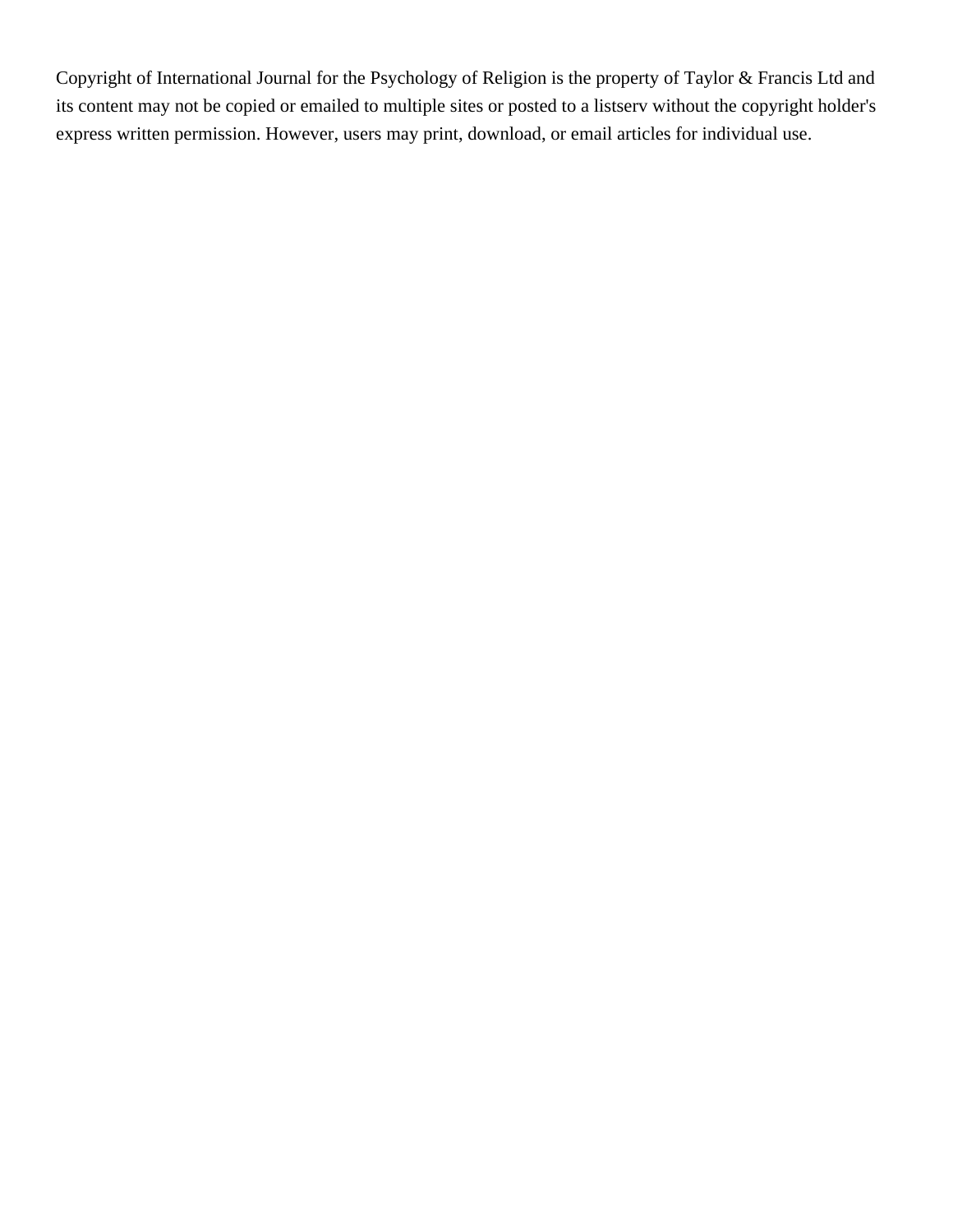Copyright of International Journal for the Psychology of Religion is the property of Taylor & Francis Ltd and its content may not be copied or emailed to multiple sites or posted to a listserv without the copyright holder's express written permission. However, users may print, download, or email articles for individual use.